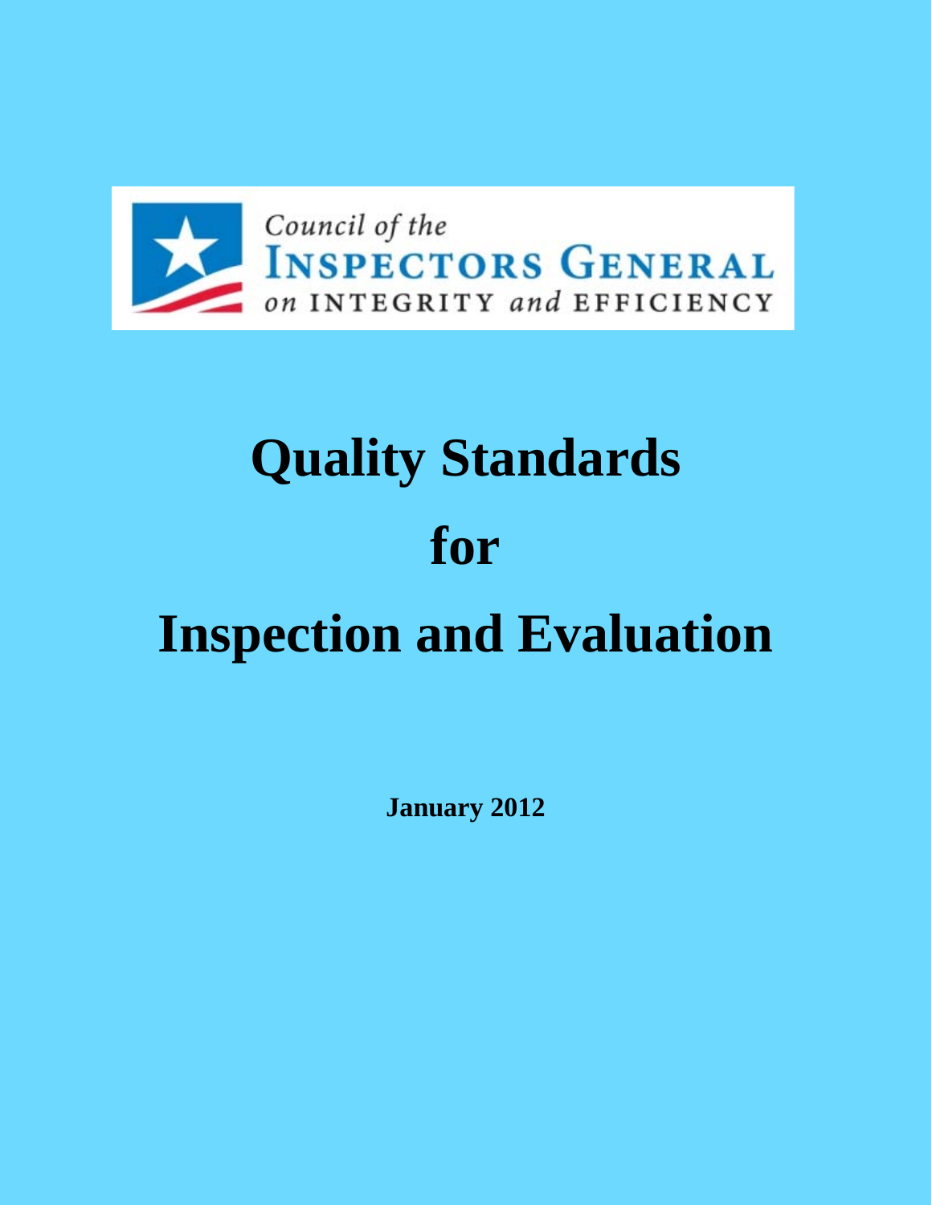Council of the
INSPECTORS GENERAL
on INTEGRITY and EFFICIENCY

# Quality Standards for Inspection and Evaluation

**January 2012**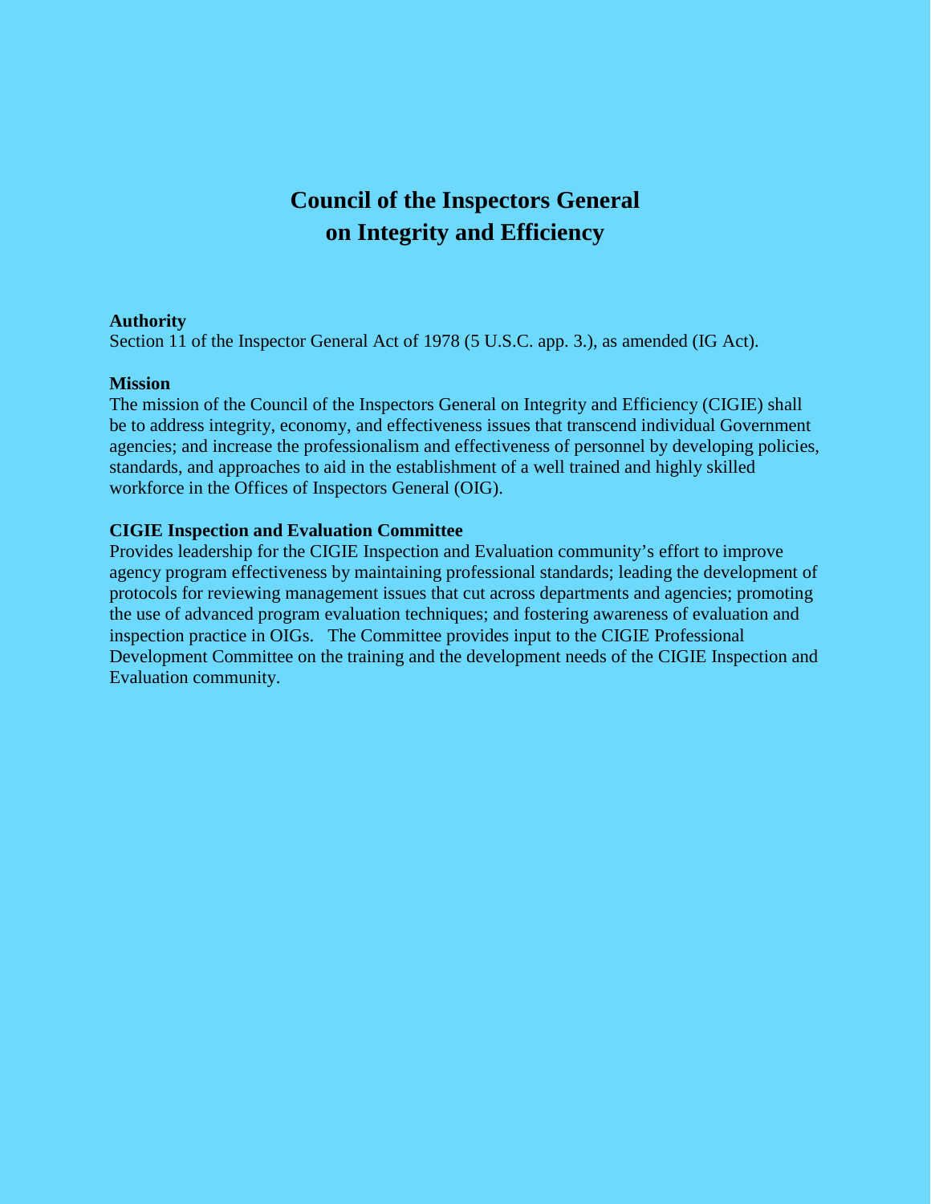# Council of the Inspectors General on Integrity and Efficiency

**Authority**

Section 11 of the Inspector General Act of 1978 (5 U.S.C. app. 3.), as amended (IG Act).

**Mission**

The mission of the Council of the Inspectors General on Integrity and Efficiency (CIGIE) shall be to address integrity, economy, and effectiveness issues that transcend individual Government agencies; and increase the professionalism and effectiveness of personnel by developing policies, standards, and approaches to aid in the establishment of a well trained and highly skilled workforce in the Offices of Inspectors General (OIG).

**CIGIE Inspection and Evaluation Committee**

Provides leadership for the CIGIE Inspection and Evaluation community's effort to improve agency program effectiveness by maintaining professional standards; leading the development of protocols for reviewing management issues that cut across departments and agencies; promoting the use of advanced program evaluation techniques; and fostering awareness of evaluation and inspection practice in OIGs. The Committee provides input to the CIGIE Professional Development Committee on the training and the development needs of the CIGIE Inspection and Evaluation community.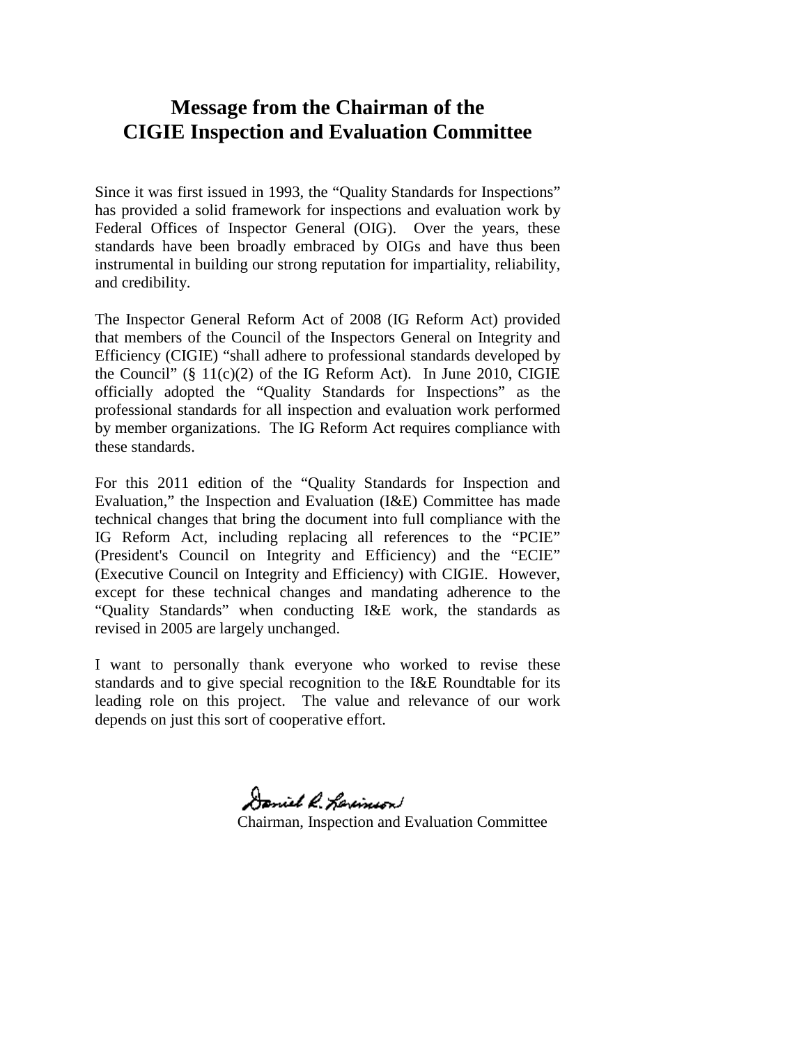# Message from the Chairman of the CIGIE Inspection and Evaluation Committee

Since it was first issued in 1993, the "Quality Standards for Inspections" has provided a solid framework for inspections and evaluation work by Federal Offices of Inspector General (OIG). Over the years, these standards have been broadly embraced by OIGs and have thus been instrumental in building our strong reputation for impartiality, reliability, and credibility.

The Inspector General Reform Act of 2008 (IG Reform Act) provided that members of the Council of the Inspectors General on Integrity and Efficiency (CIGIE) "shall adhere to professional standards developed by the Council" (§ 11(c)(2) of the IG Reform Act). In June 2010, CIGIE officially adopted the "Quality Standards for Inspections" as the professional standards for all inspection and evaluation work performed by member organizations. The IG Reform Act requires compliance with these standards.

For this 2011 edition of the "Quality Standards for Inspection and Evaluation," the Inspection and Evaluation (I&E) Committee has made technical changes that bring the document into full compliance with the IG Reform Act, including replacing all references to the "PCIE" (President's Council on Integrity and Efficiency) and the "ECIE" (Executive Council on Integrity and Efficiency) with CIGIE. However, except for these technical changes and mandating adherence to the "Quality Standards" when conducting I&E work, the standards as revised in 2005 are largely unchanged.

I want to personally thank everyone who worked to revise these standards and to give special recognition to the I&E Roundtable for its leading role on this project. The value and relevance of our work depends on just this sort of cooperative effort.

Daniel R. Levinson

Chairman, Inspection and Evaluation Committee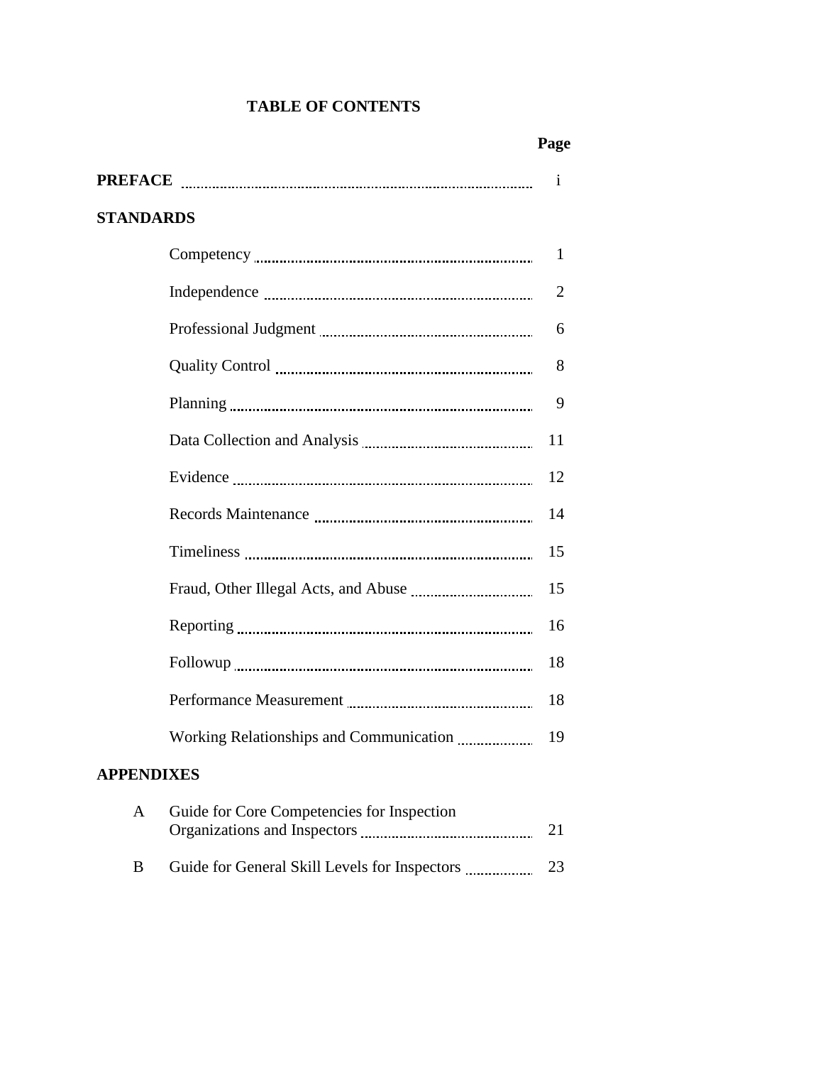# TABLE OF CONTENTS

| | | Page |
|---|---|---|
| **PREFACE** | | i |
| **STANDARDS** | | |
| | Competency | 1 |
| | Independence | 2 |
| | Professional Judgment | 6 |
| | Quality Control | 8 |
| | Planning | 9 |
| | Data Collection and Analysis | 11 |
| | Evidence | 12 |
| | Records Maintenance | 14 |
| | Timeliness | 15 |
| | Fraud, Other Illegal Acts, and Abuse | 15 |
| | Reporting | 16 |
| | Followup | 18 |
| | Performance Measurement | 18 |
| | Working Relationships and Communication | 19 |
| **APPENDIXES** | | |
| A | Guide for Core Competencies for Inspection Organizations and Inspectors | 21 |
| B | Guide for General Skill Levels for Inspectors | 23 |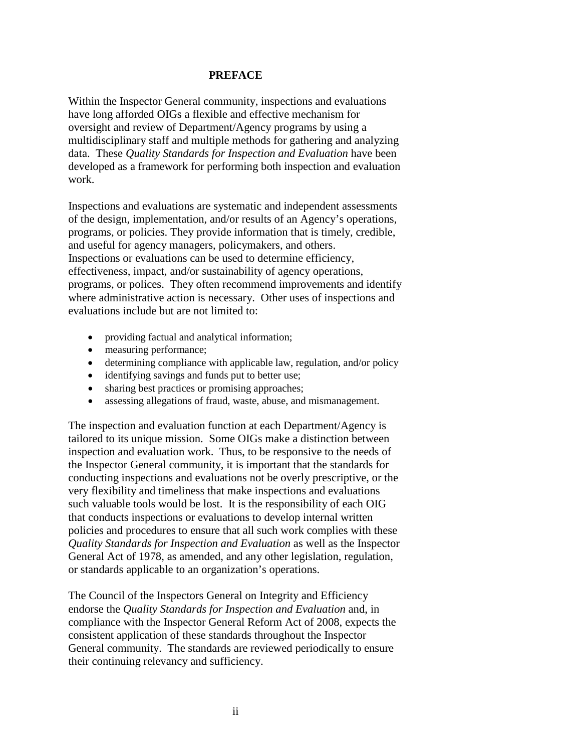## PREFACE

Within the Inspector General community, inspections and evaluations have long afforded OIGs a flexible and effective mechanism for oversight and review of Department/Agency programs by using a multidisciplinary staff and multiple methods for gathering and analyzing data. These *Quality Standards for Inspection and Evaluation* have been developed as a framework for performing both inspection and evaluation work.

Inspections and evaluations are systematic and independent assessments of the design, implementation, and/or results of an Agency's operations, programs, or policies. They provide information that is timely, credible, and useful for agency managers, policymakers, and others. Inspections or evaluations can be used to determine efficiency, effectiveness, impact, and/or sustainability of agency operations, programs, or polices. They often recommend improvements and identify where administrative action is necessary. Other uses of inspections and evaluations include but are not limited to:

- providing factual and analytical information;
- measuring performance;
- determining compliance with applicable law, regulation, and/or policy
- identifying savings and funds put to better use;
- sharing best practices or promising approaches;
- assessing allegations of fraud, waste, abuse, and mismanagement.

The inspection and evaluation function at each Department/Agency is tailored to its unique mission. Some OIGs make a distinction between inspection and evaluation work. Thus, to be responsive to the needs of the Inspector General community, it is important that the standards for conducting inspections and evaluations not be overly prescriptive, or the very flexibility and timeliness that make inspections and evaluations such valuable tools would be lost. It is the responsibility of each OIG that conducts inspections or evaluations to develop internal written policies and procedures to ensure that all such work complies with these *Quality Standards for Inspection and Evaluation* as well as the Inspector General Act of 1978, as amended, and any other legislation, regulation, or standards applicable to an organization's operations.

The Council of the Inspectors General on Integrity and Efficiency endorse the *Quality Standards for Inspection and Evaluation* and, in compliance with the Inspector General Reform Act of 2008, expects the consistent application of these standards throughout the Inspector General community. The standards are reviewed periodically to ensure their continuing relevancy and sufficiency.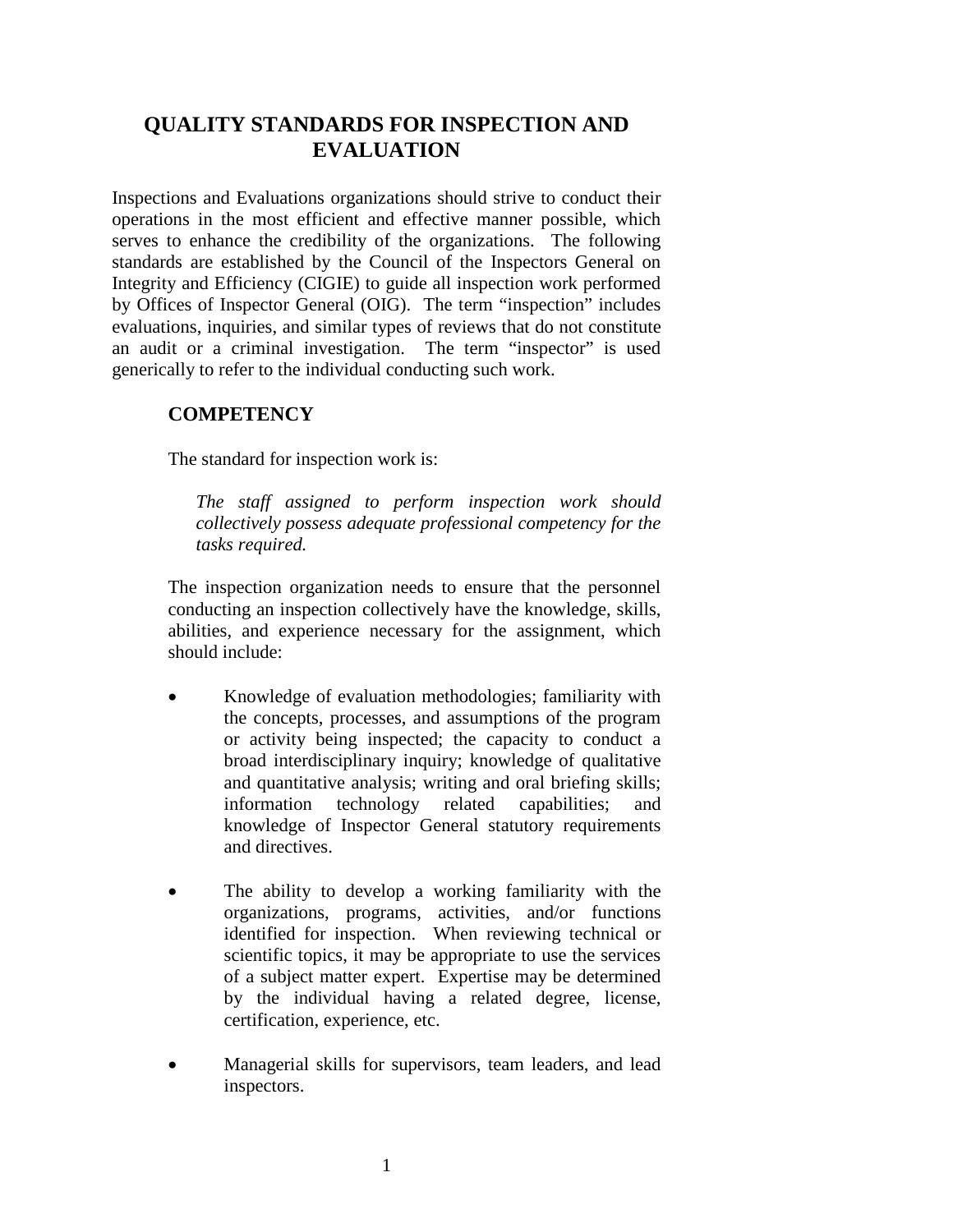# QUALITY STANDARDS FOR INSPECTION AND EVALUATION

Inspections and Evaluations organizations should strive to conduct their operations in the most efficient and effective manner possible, which serves to enhance the credibility of the organizations. The following standards are established by the Council of the Inspectors General on Integrity and Efficiency (CIGIE) to guide all inspection work performed by Offices of Inspector General (OIG). The term "inspection" includes evaluations, inquiries, and similar types of reviews that do not constitute an audit or a criminal investigation. The term "inspector" is used generically to refer to the individual conducting such work.

## COMPETENCY

The standard for inspection work is:

*The staff assigned to perform inspection work should collectively possess adequate professional competency for the tasks required.*

The inspection organization needs to ensure that the personnel conducting an inspection collectively have the knowledge, skills, abilities, and experience necessary for the assignment, which should include:

- Knowledge of evaluation methodologies; familiarity with the concepts, processes, and assumptions of the program or activity being inspected; the capacity to conduct a broad interdisciplinary inquiry; knowledge of qualitative and quantitative analysis; writing and oral briefing skills; information technology related capabilities; and knowledge of Inspector General statutory requirements and directives.

- The ability to develop a working familiarity with the organizations, programs, activities, and/or functions identified for inspection. When reviewing technical or scientific topics, it may be appropriate to use the services of a subject matter expert. Expertise may be determined by the individual having a related degree, license, certification, experience, etc.

- Managerial skills for supervisors, team leaders, and lead inspectors.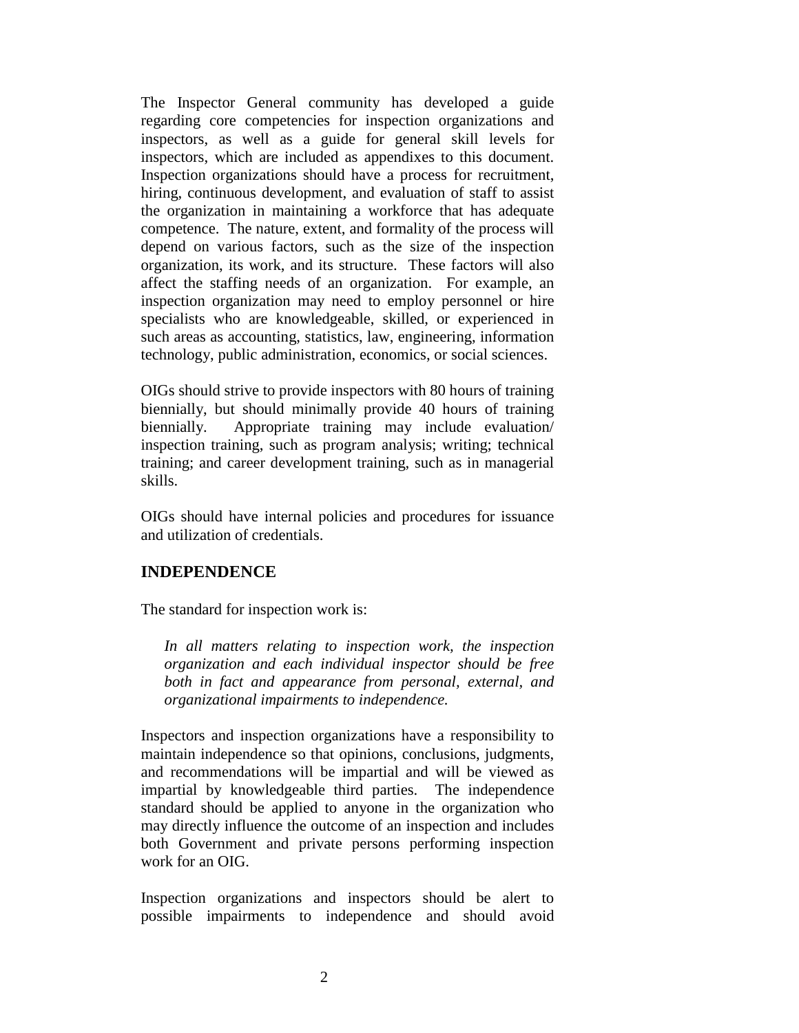The Inspector General community has developed a guide regarding core competencies for inspection organizations and inspectors, as well as a guide for general skill levels for inspectors, which are included as appendixes to this document. Inspection organizations should have a process for recruitment, hiring, continuous development, and evaluation of staff to assist the organization in maintaining a workforce that has adequate competence. The nature, extent, and formality of the process will depend on various factors, such as the size of the inspection organization, its work, and its structure. These factors will also affect the staffing needs of an organization. For example, an inspection organization may need to employ personnel or hire specialists who are knowledgeable, skilled, or experienced in such areas as accounting, statistics, law, engineering, information technology, public administration, economics, or social sciences.

OIGs should strive to provide inspectors with 80 hours of training biennially, but should minimally provide 40 hours of training biennially. Appropriate training may include evaluation/ inspection training, such as program analysis; writing; technical training; and career development training, such as in managerial skills.

OIGs should have internal policies and procedures for issuance and utilization of credentials.

## INDEPENDENCE

The standard for inspection work is:

> *In all matters relating to inspection work, the inspection organization and each individual inspector should be free both in fact and appearance from personal, external, and organizational impairments to independence.*

Inspectors and inspection organizations have a responsibility to maintain independence so that opinions, conclusions, judgments, and recommendations will be impartial and will be viewed as impartial by knowledgeable third parties. The independence standard should be applied to anyone in the organization who may directly influence the outcome of an inspection and includes both Government and private persons performing inspection work for an OIG.

Inspection organizations and inspectors should be alert to possible impairments to independence and should avoid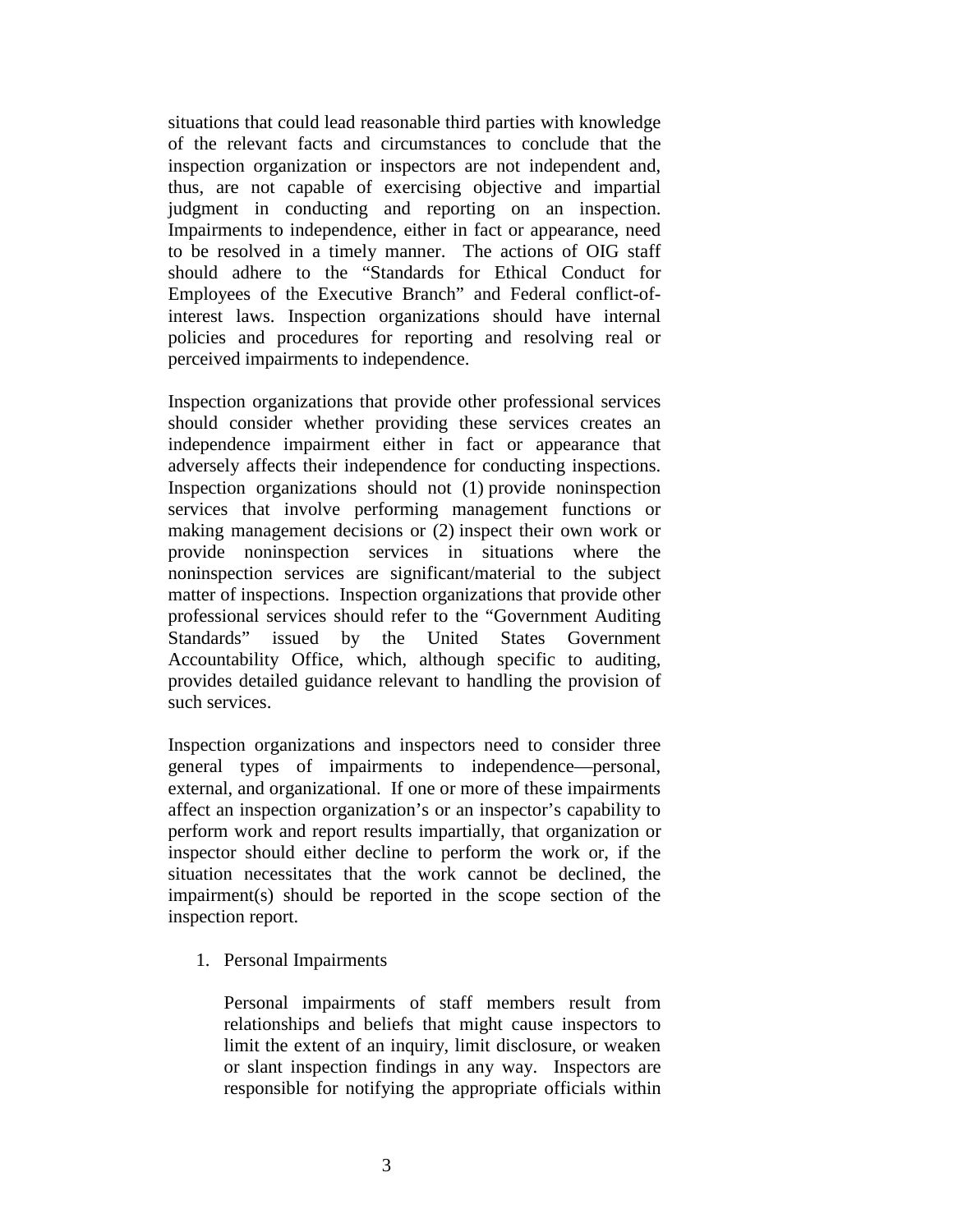situations that could lead reasonable third parties with knowledge of the relevant facts and circumstances to conclude that the inspection organization or inspectors are not independent and, thus, are not capable of exercising objective and impartial judgment in conducting and reporting on an inspection. Impairments to independence, either in fact or appearance, need to be resolved in a timely manner. The actions of OIG staff should adhere to the "Standards for Ethical Conduct for Employees of the Executive Branch" and Federal conflict-of-interest laws. Inspection organizations should have internal policies and procedures for reporting and resolving real or perceived impairments to independence.

Inspection organizations that provide other professional services should consider whether providing these services creates an independence impairment either in fact or appearance that adversely affects their independence for conducting inspections. Inspection organizations should not (1) provide noninspection services that involve performing management functions or making management decisions or (2) inspect their own work or provide noninspection services in situations where the noninspection services are significant/material to the subject matter of inspections. Inspection organizations that provide other professional services should refer to the "Government Auditing Standards" issued by the United States Government Accountability Office, which, although specific to auditing, provides detailed guidance relevant to handling the provision of such services.

Inspection organizations and inspectors need to consider three general types of impairments to independence—personal, external, and organizational. If one or more of these impairments affect an inspection organization's or an inspector's capability to perform work and report results impartially, that organization or inspector should either decline to perform the work or, if the situation necessitates that the work cannot be declined, the impairment(s) should be reported in the scope section of the inspection report.

1. Personal Impairments

   Personal impairments of staff members result from relationships and beliefs that might cause inspectors to limit the extent of an inquiry, limit disclosure, or weaken or slant inspection findings in any way. Inspectors are responsible for notifying the appropriate officials within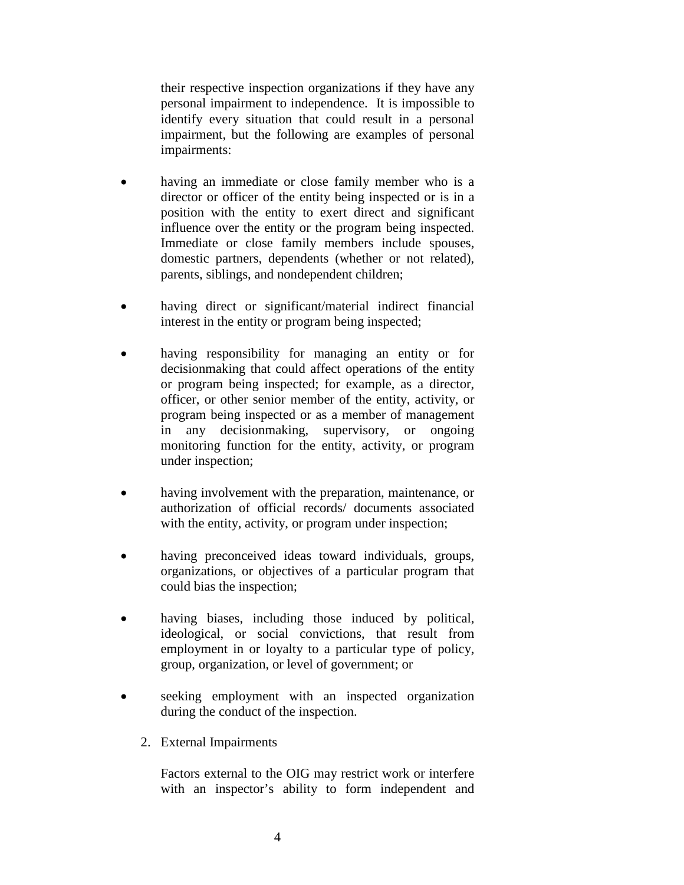their respective inspection organizations if they have any personal impairment to independence. It is impossible to identify every situation that could result in a personal impairment, but the following are examples of personal impairments:

- having an immediate or close family member who is a director or officer of the entity being inspected or is in a position with the entity to exert direct and significant influence over the entity or the program being inspected. Immediate or close family members include spouses, domestic partners, dependents (whether or not related), parents, siblings, and nondependent children;

- having direct or significant/material indirect financial interest in the entity or program being inspected;

- having responsibility for managing an entity or for decisionmaking that could affect operations of the entity or program being inspected; for example, as a director, officer, or other senior member of the entity, activity, or program being inspected or as a member of management in any decisionmaking, supervisory, or ongoing monitoring function for the entity, activity, or program under inspection;

- having involvement with the preparation, maintenance, or authorization of official records/ documents associated with the entity, activity, or program under inspection;

- having preconceived ideas toward individuals, groups, organizations, or objectives of a particular program that could bias the inspection;

- having biases, including those induced by political, ideological, or social convictions, that result from employment in or loyalty to a particular type of policy, group, organization, or level of government; or

- seeking employment with an inspected organization during the conduct of the inspection.

2. External Impairments

Factors external to the OIG may restrict work or interfere with an inspector's ability to form independent and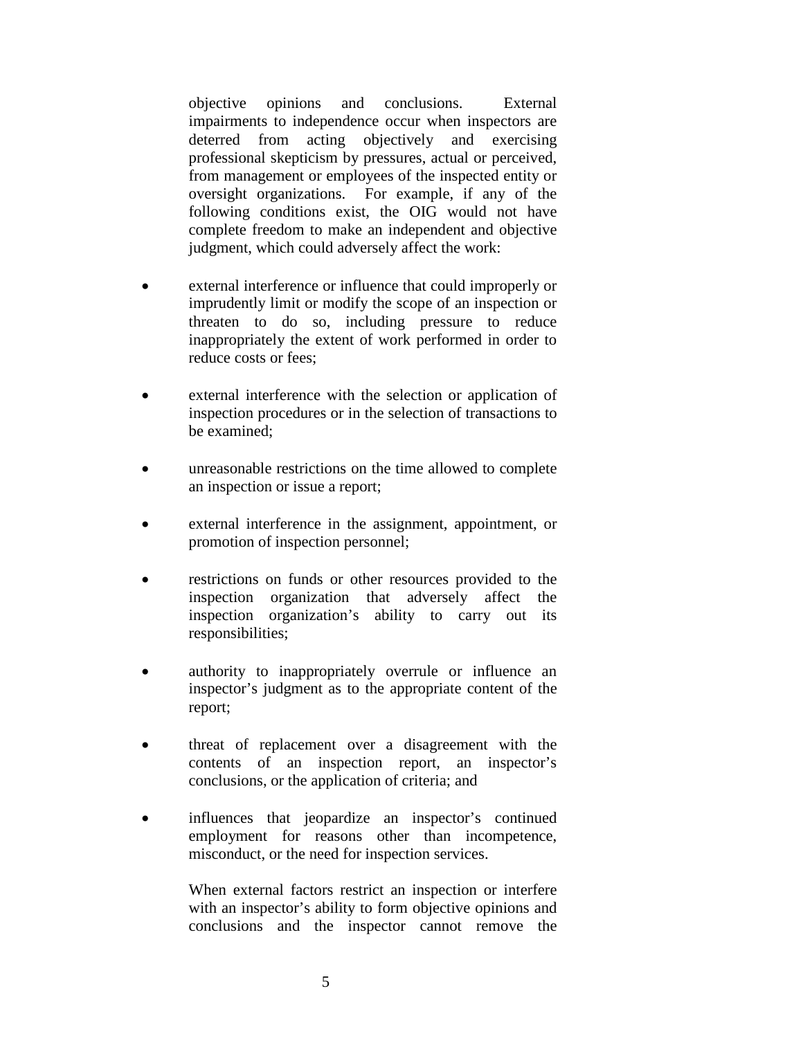objective opinions and conclusions. External impairments to independence occur when inspectors are deterred from acting objectively and exercising professional skepticism by pressures, actual or perceived, from management or employees of the inspected entity or oversight organizations. For example, if any of the following conditions exist, the OIG would not have complete freedom to make an independent and objective judgment, which could adversely affect the work:

- external interference or influence that could improperly or imprudently limit or modify the scope of an inspection or threaten to do so, including pressure to reduce inappropriately the extent of work performed in order to reduce costs or fees;
- external interference with the selection or application of inspection procedures or in the selection of transactions to be examined;
- unreasonable restrictions on the time allowed to complete an inspection or issue a report;
- external interference in the assignment, appointment, or promotion of inspection personnel;
- restrictions on funds or other resources provided to the inspection organization that adversely affect the inspection organization's ability to carry out its responsibilities;
- authority to inappropriately overrule or influence an inspector's judgment as to the appropriate content of the report;
- threat of replacement over a disagreement with the contents of an inspection report, an inspector's conclusions, or the application of criteria; and
- influences that jeopardize an inspector's continued employment for reasons other than incompetence, misconduct, or the need for inspection services.

When external factors restrict an inspection or interfere with an inspector's ability to form objective opinions and conclusions and the inspector cannot remove the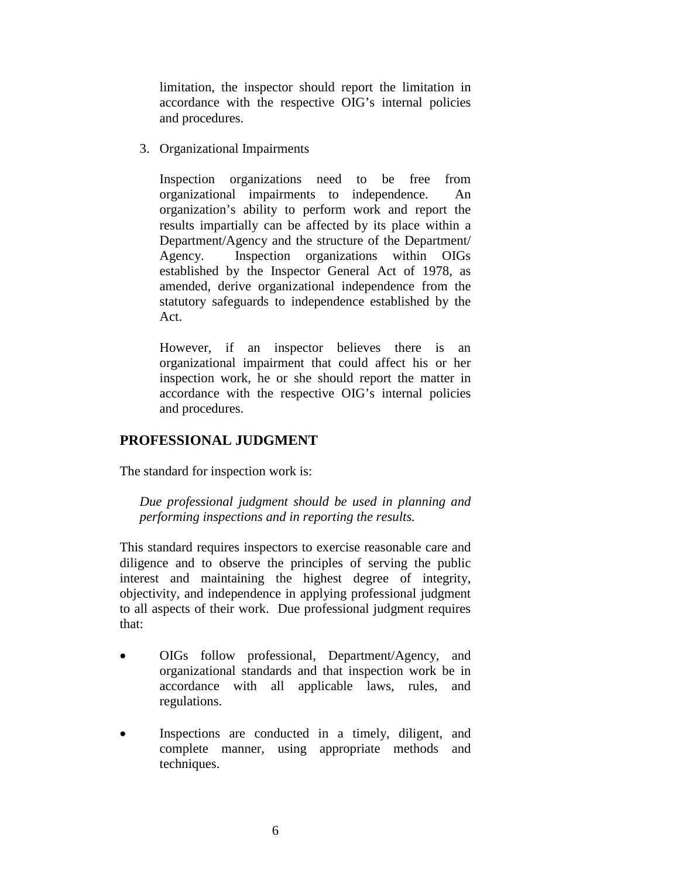limitation, the inspector should report the limitation in accordance with the respective OIG's internal policies and procedures.

3. Organizational Impairments

   Inspection organizations need to be free from organizational impairments to independence. An organization's ability to perform work and report the results impartially can be affected by its place within a Department/Agency and the structure of the Department/Agency. Inspection organizations within OIGs established by the Inspector General Act of 1978, as amended, derive organizational independence from the statutory safeguards to independence established by the Act.

   However, if an inspector believes there is an organizational impairment that could affect his or her inspection work, he or she should report the matter in accordance with the respective OIG's internal policies and procedures.

## PROFESSIONAL JUDGMENT

The standard for inspection work is:

> *Due professional judgment should be used in planning and performing inspections and in reporting the results.*

This standard requires inspectors to exercise reasonable care and diligence and to observe the principles of serving the public interest and maintaining the highest degree of integrity, objectivity, and independence in applying professional judgment to all aspects of their work. Due professional judgment requires that:

- OIGs follow professional, Department/Agency, and organizational standards and that inspection work be in accordance with all applicable laws, rules, and regulations.
- Inspections are conducted in a timely, diligent, and complete manner, using appropriate methods and techniques.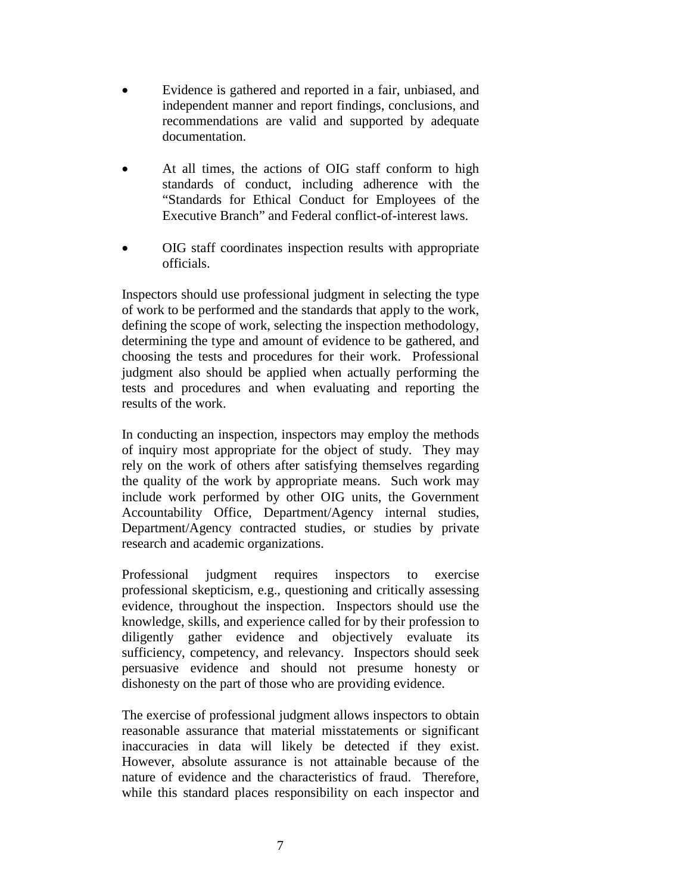- Evidence is gathered and reported in a fair, unbiased, and independent manner and report findings, conclusions, and recommendations are valid and supported by adequate documentation.

- At all times, the actions of OIG staff conform to high standards of conduct, including adherence with the "Standards for Ethical Conduct for Employees of the Executive Branch" and Federal conflict-of-interest laws.

- OIG staff coordinates inspection results with appropriate officials.

Inspectors should use professional judgment in selecting the type of work to be performed and the standards that apply to the work, defining the scope of work, selecting the inspection methodology, determining the type and amount of evidence to be gathered, and choosing the tests and procedures for their work. Professional judgment also should be applied when actually performing the tests and procedures and when evaluating and reporting the results of the work.

In conducting an inspection, inspectors may employ the methods of inquiry most appropriate for the object of study. They may rely on the work of others after satisfying themselves regarding the quality of the work by appropriate means. Such work may include work performed by other OIG units, the Government Accountability Office, Department/Agency internal studies, Department/Agency contracted studies, or studies by private research and academic organizations.

Professional judgment requires inspectors to exercise professional skepticism, e.g., questioning and critically assessing evidence, throughout the inspection. Inspectors should use the knowledge, skills, and experience called for by their profession to diligently gather evidence and objectively evaluate its sufficiency, competency, and relevancy. Inspectors should seek persuasive evidence and should not presume honesty or dishonesty on the part of those who are providing evidence.

The exercise of professional judgment allows inspectors to obtain reasonable assurance that material misstatements or significant inaccuracies in data will likely be detected if they exist. However, absolute assurance is not attainable because of the nature of evidence and the characteristics of fraud. Therefore, while this standard places responsibility on each inspector and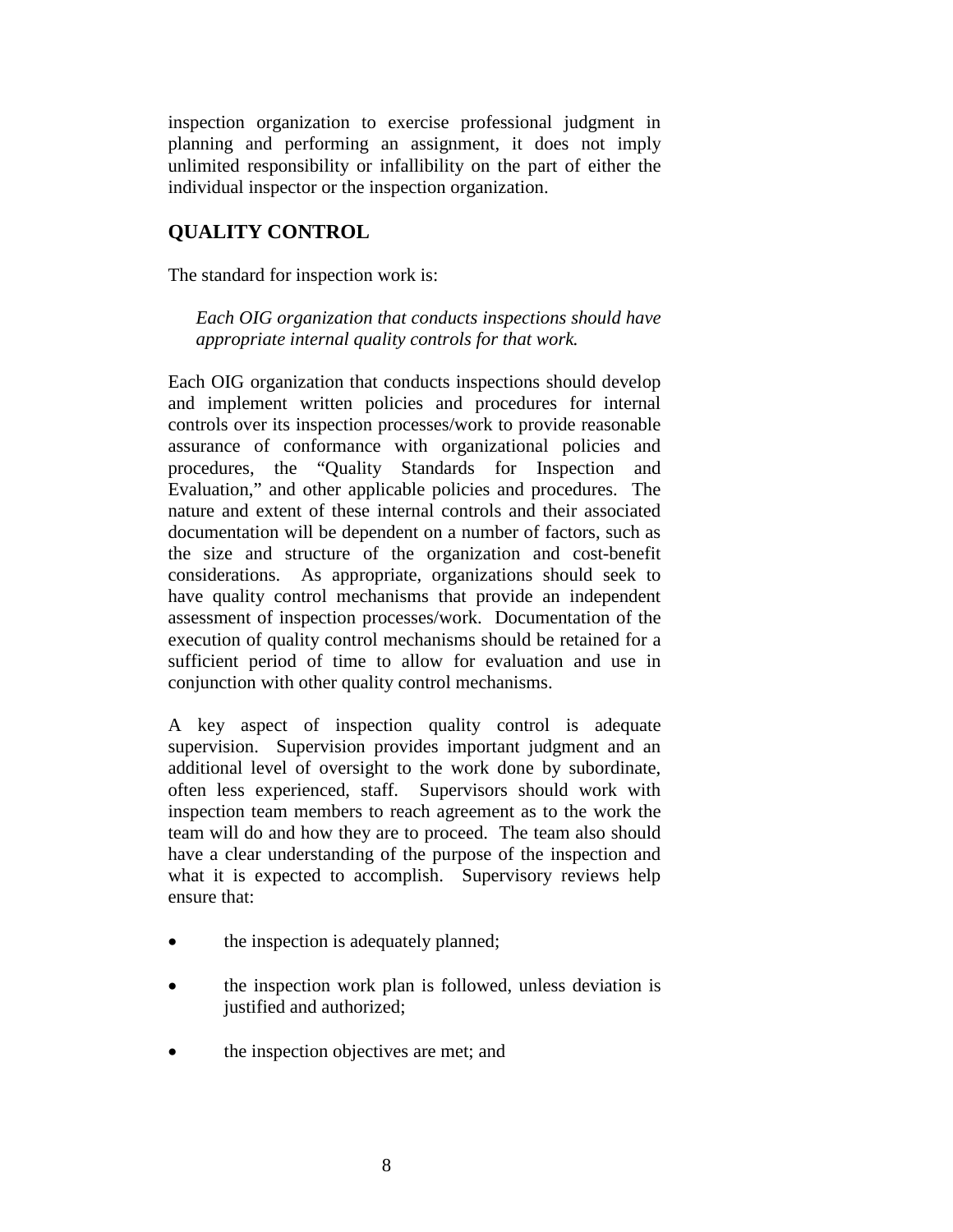inspection organization to exercise professional judgment in planning and performing an assignment, it does not imply unlimited responsibility or infallibility on the part of either the individual inspector or the inspection organization.

## QUALITY CONTROL

The standard for inspection work is:

> *Each OIG organization that conducts inspections should have appropriate internal quality controls for that work.*

Each OIG organization that conducts inspections should develop and implement written policies and procedures for internal controls over its inspection processes/work to provide reasonable assurance of conformance with organizational policies and procedures, the "Quality Standards for Inspection and Evaluation," and other applicable policies and procedures. The nature and extent of these internal controls and their associated documentation will be dependent on a number of factors, such as the size and structure of the organization and cost-benefit considerations. As appropriate, organizations should seek to have quality control mechanisms that provide an independent assessment of inspection processes/work. Documentation of the execution of quality control mechanisms should be retained for a sufficient period of time to allow for evaluation and use in conjunction with other quality control mechanisms.

A key aspect of inspection quality control is adequate supervision. Supervision provides important judgment and an additional level of oversight to the work done by subordinate, often less experienced, staff. Supervisors should work with inspection team members to reach agreement as to the work the team will do and how they are to proceed. The team also should have a clear understanding of the purpose of the inspection and what it is expected to accomplish. Supervisory reviews help ensure that:

- the inspection is adequately planned;
- the inspection work plan is followed, unless deviation is justified and authorized;
- the inspection objectives are met; and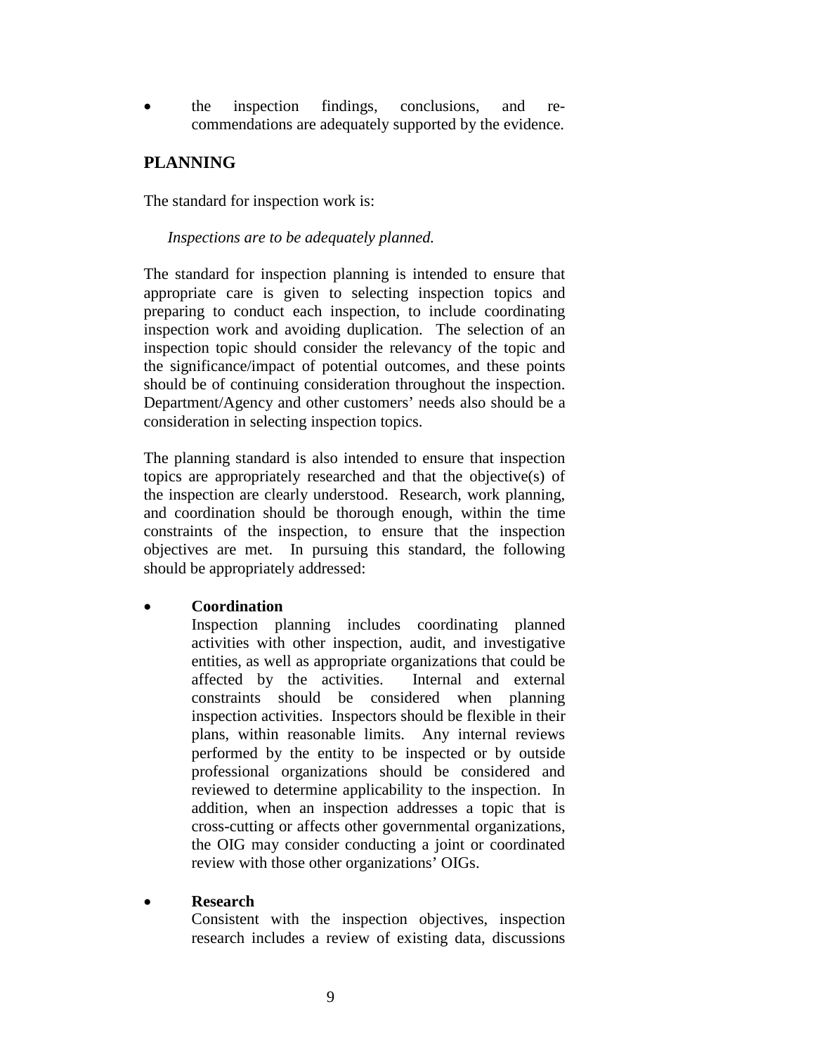- the inspection findings, conclusions, and recommendations are adequately supported by the evidence.

## PLANNING

The standard for inspection work is:

*Inspections are to be adequately planned.*

The standard for inspection planning is intended to ensure that appropriate care is given to selecting inspection topics and preparing to conduct each inspection, to include coordinating inspection work and avoiding duplication. The selection of an inspection topic should consider the relevancy of the topic and the significance/impact of potential outcomes, and these points should be of continuing consideration throughout the inspection. Department/Agency and other customers' needs also should be a consideration in selecting inspection topics.

The planning standard is also intended to ensure that inspection topics are appropriately researched and that the objective(s) of the inspection are clearly understood. Research, work planning, and coordination should be thorough enough, within the time constraints of the inspection, to ensure that the inspection objectives are met. In pursuing this standard, the following should be appropriately addressed:

- **Coordination**
  Inspection planning includes coordinating planned activities with other inspection, audit, and investigative entities, as well as appropriate organizations that could be affected by the activities. Internal and external constraints should be considered when planning inspection activities. Inspectors should be flexible in their plans, within reasonable limits. Any internal reviews performed by the entity to be inspected or by outside professional organizations should be considered and reviewed to determine applicability to the inspection. In addition, when an inspection addresses a topic that is cross-cutting or affects other governmental organizations, the OIG may consider conducting a joint or coordinated review with those other organizations' OIGs.

- **Research**
  Consistent with the inspection objectives, inspection research includes a review of existing data, discussions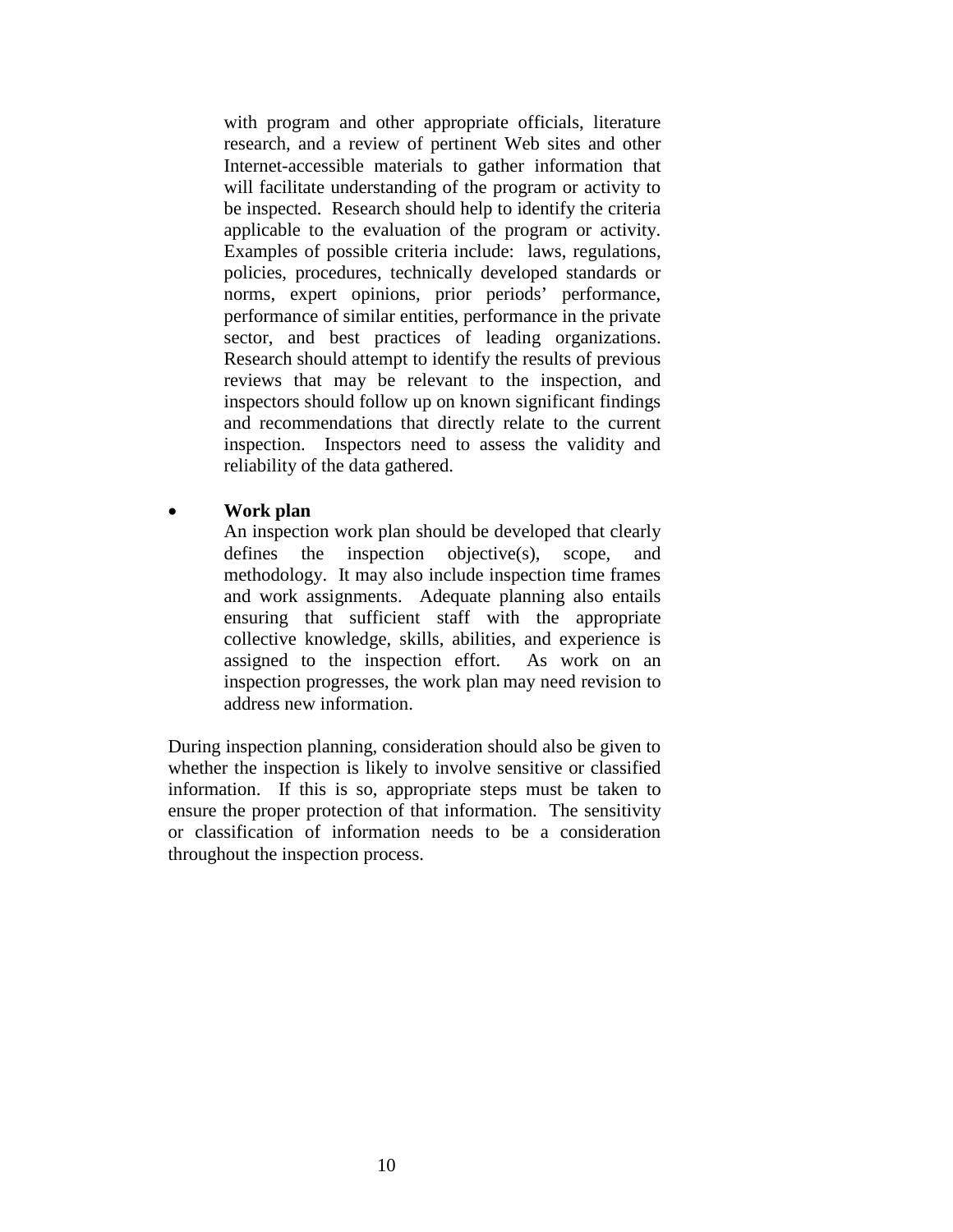with program and other appropriate officials, literature research, and a review of pertinent Web sites and other Internet-accessible materials to gather information that will facilitate understanding of the program or activity to be inspected. Research should help to identify the criteria applicable to the evaluation of the program or activity. Examples of possible criteria include: laws, regulations, policies, procedures, technically developed standards or norms, expert opinions, prior periods' performance, performance of similar entities, performance in the private sector, and best practices of leading organizations. Research should attempt to identify the results of previous reviews that may be relevant to the inspection, and inspectors should follow up on known significant findings and recommendations that directly relate to the current inspection. Inspectors need to assess the validity and reliability of the data gathered.

- **Work plan**
  An inspection work plan should be developed that clearly defines the inspection objective(s), scope, and methodology. It may also include inspection time frames and work assignments. Adequate planning also entails ensuring that sufficient staff with the appropriate collective knowledge, skills, abilities, and experience is assigned to the inspection effort. As work on an inspection progresses, the work plan may need revision to address new information.

During inspection planning, consideration should also be given to whether the inspection is likely to involve sensitive or classified information. If this is so, appropriate steps must be taken to ensure the proper protection of that information. The sensitivity or classification of information needs to be a consideration throughout the inspection process.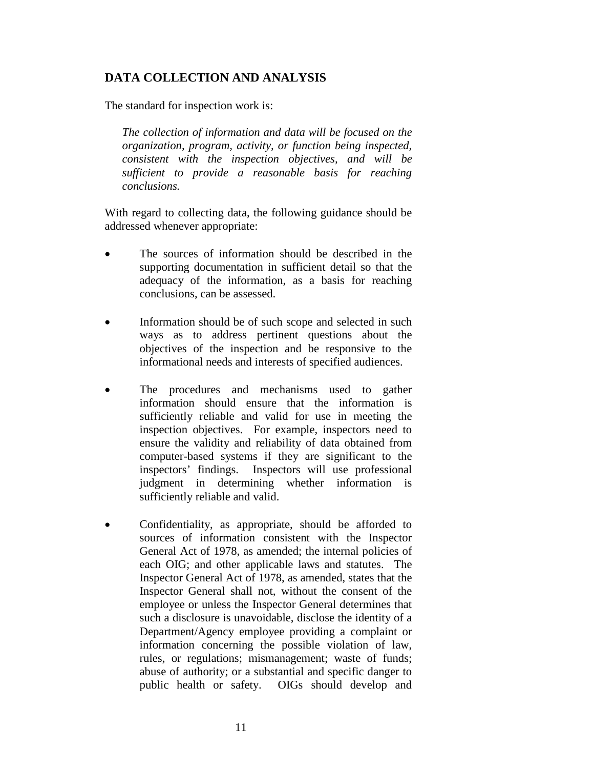## DATA COLLECTION AND ANALYSIS

The standard for inspection work is:

> *The collection of information and data will be focused on the organization, program, activity, or function being inspected, consistent with the inspection objectives, and will be sufficient to provide a reasonable basis for reaching conclusions.*

With regard to collecting data, the following guidance should be addressed whenever appropriate:

- The sources of information should be described in the supporting documentation in sufficient detail so that the adequacy of the information, as a basis for reaching conclusions, can be assessed.

- Information should be of such scope and selected in such ways as to address pertinent questions about the objectives of the inspection and be responsive to the informational needs and interests of specified audiences.

- The procedures and mechanisms used to gather information should ensure that the information is sufficiently reliable and valid for use in meeting the inspection objectives. For example, inspectors need to ensure the validity and reliability of data obtained from computer-based systems if they are significant to the inspectors' findings. Inspectors will use professional judgment in determining whether information is sufficiently reliable and valid.

- Confidentiality, as appropriate, should be afforded to sources of information consistent with the Inspector General Act of 1978, as amended; the internal policies of each OIG; and other applicable laws and statutes. The Inspector General Act of 1978, as amended, states that the Inspector General shall not, without the consent of the employee or unless the Inspector General determines that such a disclosure is unavoidable, disclose the identity of a Department/Agency employee providing a complaint or information concerning the possible violation of law, rules, or regulations; mismanagement; waste of funds; abuse of authority; or a substantial and specific danger to public health or safety. OIGs should develop and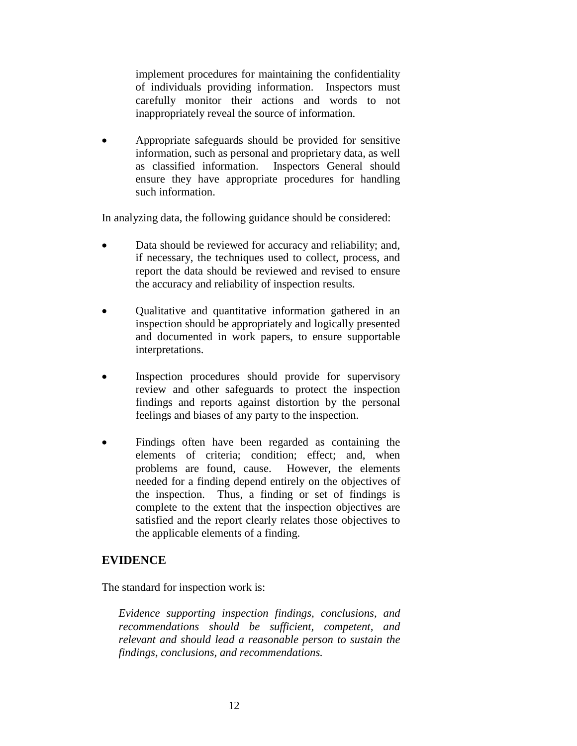implement procedures for maintaining the confidentiality of individuals providing information. Inspectors must carefully monitor their actions and words to not inappropriately reveal the source of information.

- Appropriate safeguards should be provided for sensitive information, such as personal and proprietary data, as well as classified information. Inspectors General should ensure they have appropriate procedures for handling such information.

In analyzing data, the following guidance should be considered:

- Data should be reviewed for accuracy and reliability; and, if necessary, the techniques used to collect, process, and report the data should be reviewed and revised to ensure the accuracy and reliability of inspection results.

- Qualitative and quantitative information gathered in an inspection should be appropriately and logically presented and documented in work papers, to ensure supportable interpretations.

- Inspection procedures should provide for supervisory review and other safeguards to protect the inspection findings and reports against distortion by the personal feelings and biases of any party to the inspection.

- Findings often have been regarded as containing the elements of criteria; condition; effect; and, when problems are found, cause. However, the elements needed for a finding depend entirely on the objectives of the inspection. Thus, a finding or set of findings is complete to the extent that the inspection objectives are satisfied and the report clearly relates those objectives to the applicable elements of a finding.

## EVIDENCE

The standard for inspection work is:

*Evidence supporting inspection findings, conclusions, and recommendations should be sufficient, competent, and relevant and should lead a reasonable person to sustain the findings, conclusions, and recommendations.*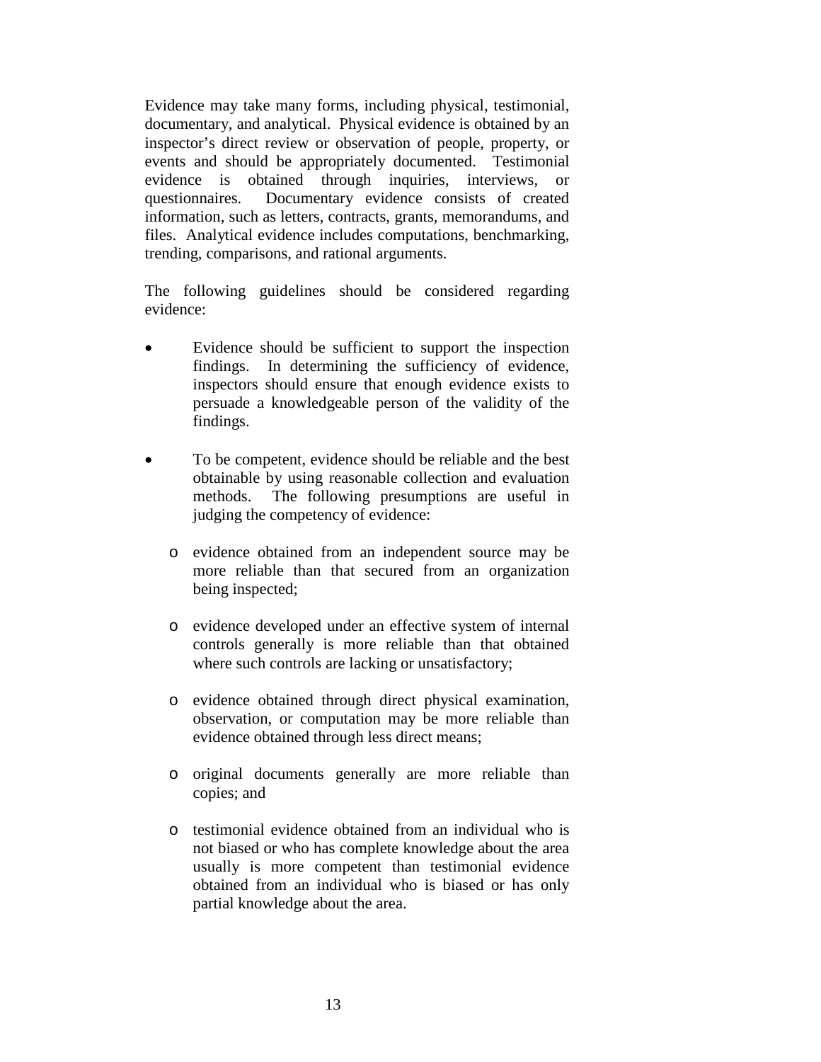Evidence may take many forms, including physical, testimonial, documentary, and analytical. Physical evidence is obtained by an inspector's direct review or observation of people, property, or events and should be appropriately documented. Testimonial evidence is obtained through inquiries, interviews, or questionnaires. Documentary evidence consists of created information, such as letters, contracts, grants, memorandums, and files. Analytical evidence includes computations, benchmarking, trending, comparisons, and rational arguments.

The following guidelines should be considered regarding evidence:

- Evidence should be sufficient to support the inspection findings. In determining the sufficiency of evidence, inspectors should ensure that enough evidence exists to persuade a knowledgeable person of the validity of the findings.

- To be competent, evidence should be reliable and the best obtainable by using reasonable collection and evaluation methods. The following presumptions are useful in judging the competency of evidence:

  - evidence obtained from an independent source may be more reliable than that secured from an organization being inspected;

  - evidence developed under an effective system of internal controls generally is more reliable than that obtained where such controls are lacking or unsatisfactory;

  - evidence obtained through direct physical examination, observation, or computation may be more reliable than evidence obtained through less direct means;

  - original documents generally are more reliable than copies; and

  - testimonial evidence obtained from an individual who is not biased or who has complete knowledge about the area usually is more competent than testimonial evidence obtained from an individual who is biased or has only partial knowledge about the area.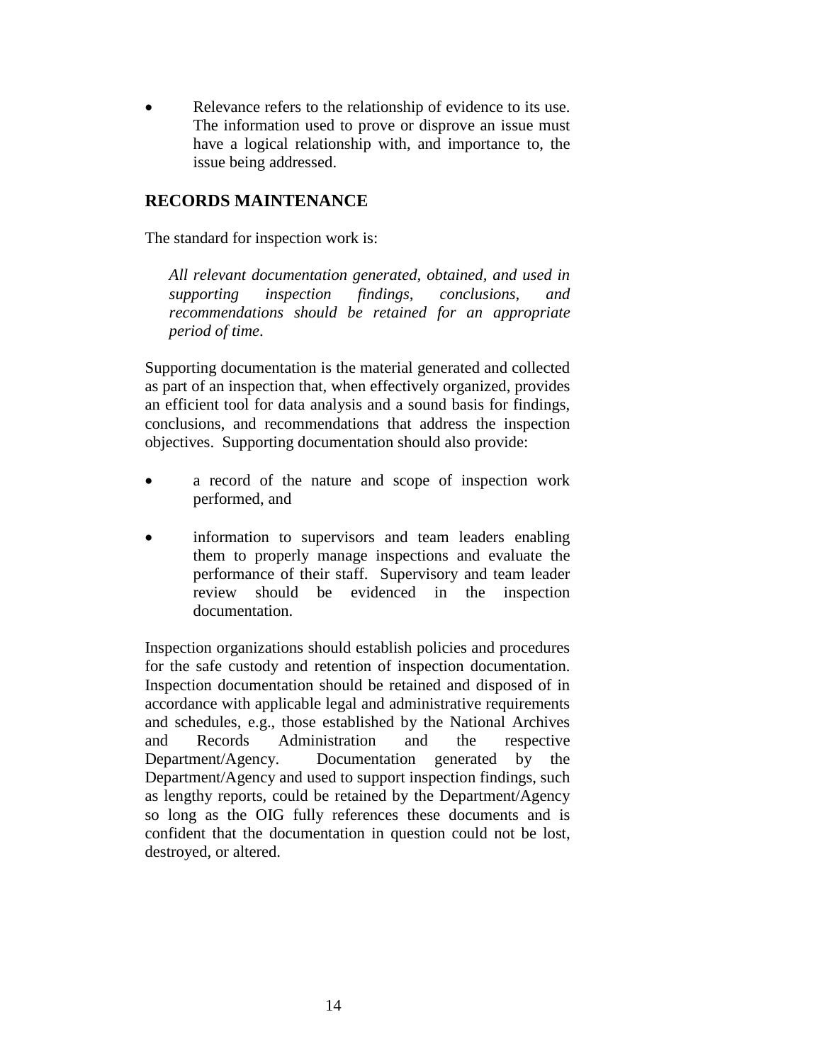- Relevance refers to the relationship of evidence to its use. The information used to prove or disprove an issue must have a logical relationship with, and importance to, the issue being addressed.

## RECORDS MAINTENANCE

The standard for inspection work is:

> *All relevant documentation generated, obtained, and used in supporting inspection findings, conclusions, and recommendations should be retained for an appropriate period of time.*

Supporting documentation is the material generated and collected as part of an inspection that, when effectively organized, provides an efficient tool for data analysis and a sound basis for findings, conclusions, and recommendations that address the inspection objectives. Supporting documentation should also provide:

- a record of the nature and scope of inspection work performed, and
- information to supervisors and team leaders enabling them to properly manage inspections and evaluate the performance of their staff. Supervisory and team leader review should be evidenced in the inspection documentation.

Inspection organizations should establish policies and procedures for the safe custody and retention of inspection documentation. Inspection documentation should be retained and disposed of in accordance with applicable legal and administrative requirements and schedules, e.g., those established by the National Archives and Records Administration and the respective Department/Agency. Documentation generated by the Department/Agency and used to support inspection findings, such as lengthy reports, could be retained by the Department/Agency so long as the OIG fully references these documents and is confident that the documentation in question could not be lost, destroyed, or altered.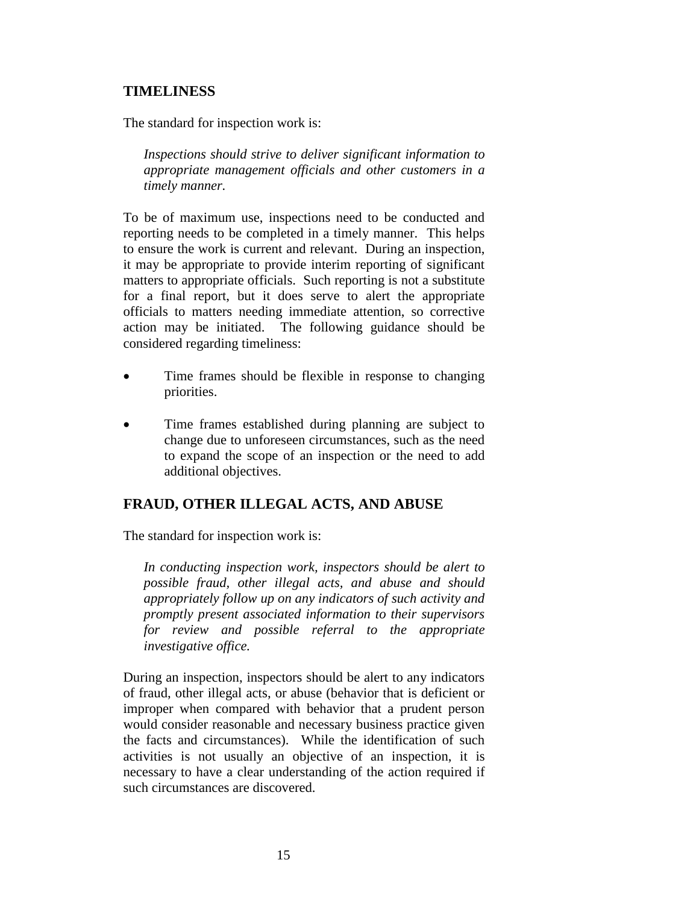## TIMELINESS

The standard for inspection work is:

> *Inspections should strive to deliver significant information to appropriate management officials and other customers in a timely manner.*

To be of maximum use, inspections need to be conducted and reporting needs to be completed in a timely manner. This helps to ensure the work is current and relevant. During an inspection, it may be appropriate to provide interim reporting of significant matters to appropriate officials. Such reporting is not a substitute for a final report, but it does serve to alert the appropriate officials to matters needing immediate attention, so corrective action may be initiated. The following guidance should be considered regarding timeliness:

- Time frames should be flexible in response to changing priorities.
- Time frames established during planning are subject to change due to unforeseen circumstances, such as the need to expand the scope of an inspection or the need to add additional objectives.

## FRAUD, OTHER ILLEGAL ACTS, AND ABUSE

The standard for inspection work is:

> *In conducting inspection work, inspectors should be alert to possible fraud, other illegal acts, and abuse and should appropriately follow up on any indicators of such activity and promptly present associated information to their supervisors for review and possible referral to the appropriate investigative office.*

During an inspection, inspectors should be alert to any indicators of fraud, other illegal acts, or abuse (behavior that is deficient or improper when compared with behavior that a prudent person would consider reasonable and necessary business practice given the facts and circumstances). While the identification of such activities is not usually an objective of an inspection, it is necessary to have a clear understanding of the action required if such circumstances are discovered.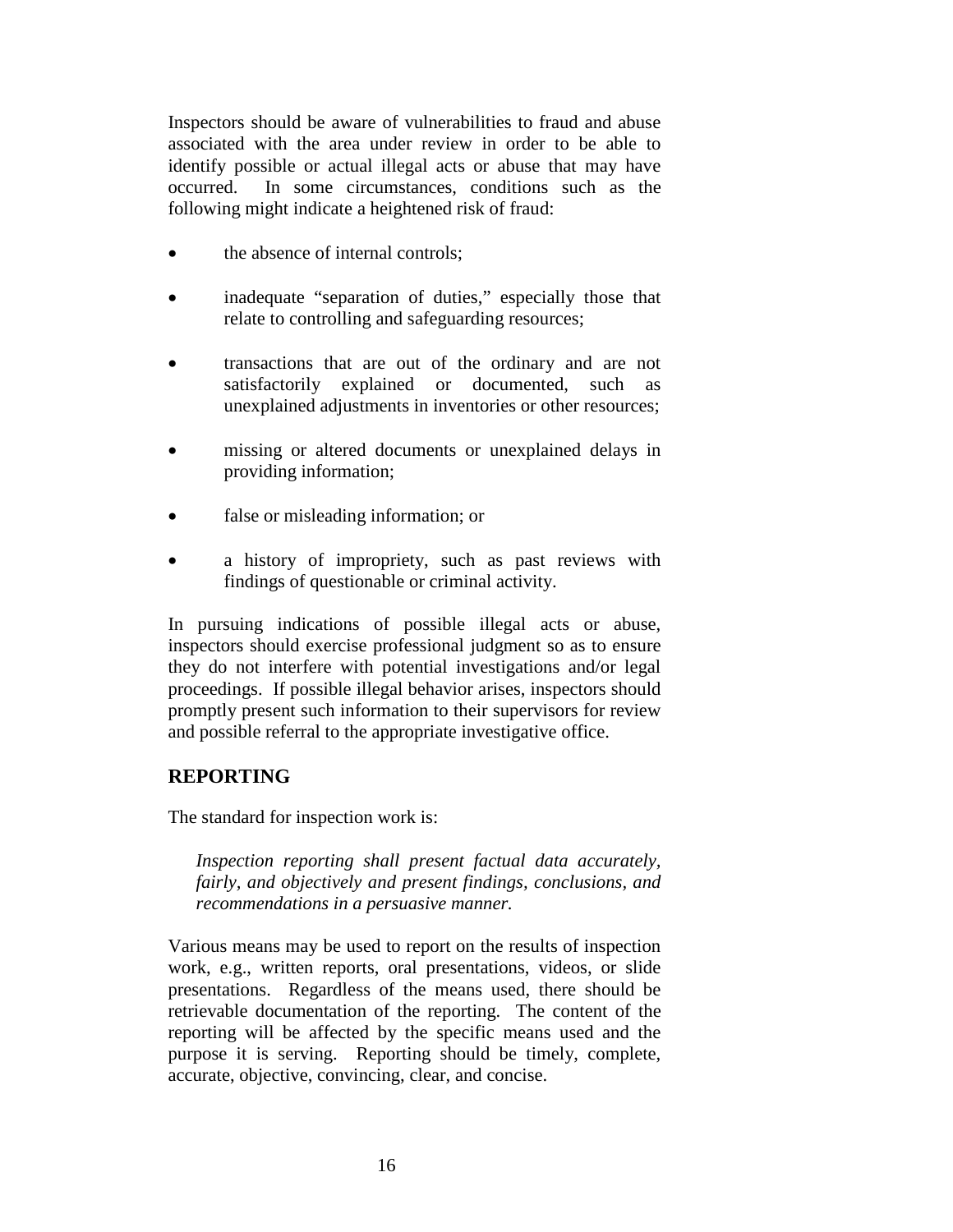Inspectors should be aware of vulnerabilities to fraud and abuse associated with the area under review in order to be able to identify possible or actual illegal acts or abuse that may have occurred. In some circumstances, conditions such as the following might indicate a heightened risk of fraud:

- the absence of internal controls;
- inadequate "separation of duties," especially those that relate to controlling and safeguarding resources;
- transactions that are out of the ordinary and are not satisfactorily explained or documented, such as unexplained adjustments in inventories or other resources;
- missing or altered documents or unexplained delays in providing information;
- false or misleading information; or
- a history of impropriety, such as past reviews with findings of questionable or criminal activity.

In pursuing indications of possible illegal acts or abuse, inspectors should exercise professional judgment so as to ensure they do not interfere with potential investigations and/or legal proceedings. If possible illegal behavior arises, inspectors should promptly present such information to their supervisors for review and possible referral to the appropriate investigative office.

## REPORTING

The standard for inspection work is:

> *Inspection reporting shall present factual data accurately, fairly, and objectively and present findings, conclusions, and recommendations in a persuasive manner.*

Various means may be used to report on the results of inspection work, e.g., written reports, oral presentations, videos, or slide presentations. Regardless of the means used, there should be retrievable documentation of the reporting. The content of the reporting will be affected by the specific means used and the purpose it is serving. Reporting should be timely, complete, accurate, objective, convincing, clear, and concise.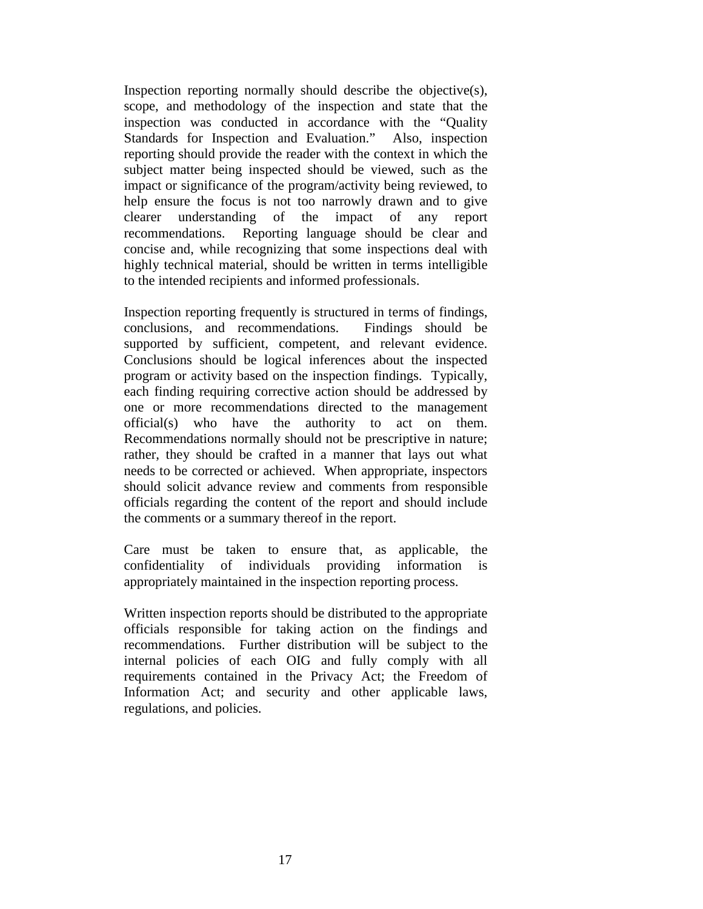Inspection reporting normally should describe the objective(s), scope, and methodology of the inspection and state that the inspection was conducted in accordance with the "Quality Standards for Inspection and Evaluation." Also, inspection reporting should provide the reader with the context in which the subject matter being inspected should be viewed, such as the impact or significance of the program/activity being reviewed, to help ensure the focus is not too narrowly drawn and to give clearer understanding of the impact of any report recommendations. Reporting language should be clear and concise and, while recognizing that some inspections deal with highly technical material, should be written in terms intelligible to the intended recipients and informed professionals.

Inspection reporting frequently is structured in terms of findings, conclusions, and recommendations. Findings should be supported by sufficient, competent, and relevant evidence. Conclusions should be logical inferences about the inspected program or activity based on the inspection findings. Typically, each finding requiring corrective action should be addressed by one or more recommendations directed to the management official(s) who have the authority to act on them. Recommendations normally should not be prescriptive in nature; rather, they should be crafted in a manner that lays out what needs to be corrected or achieved. When appropriate, inspectors should solicit advance review and comments from responsible officials regarding the content of the report and should include the comments or a summary thereof in the report.

Care must be taken to ensure that, as applicable, the confidentiality of individuals providing information is appropriately maintained in the inspection reporting process.

Written inspection reports should be distributed to the appropriate officials responsible for taking action on the findings and recommendations. Further distribution will be subject to the internal policies of each OIG and fully comply with all requirements contained in the Privacy Act; the Freedom of Information Act; and security and other applicable laws, regulations, and policies.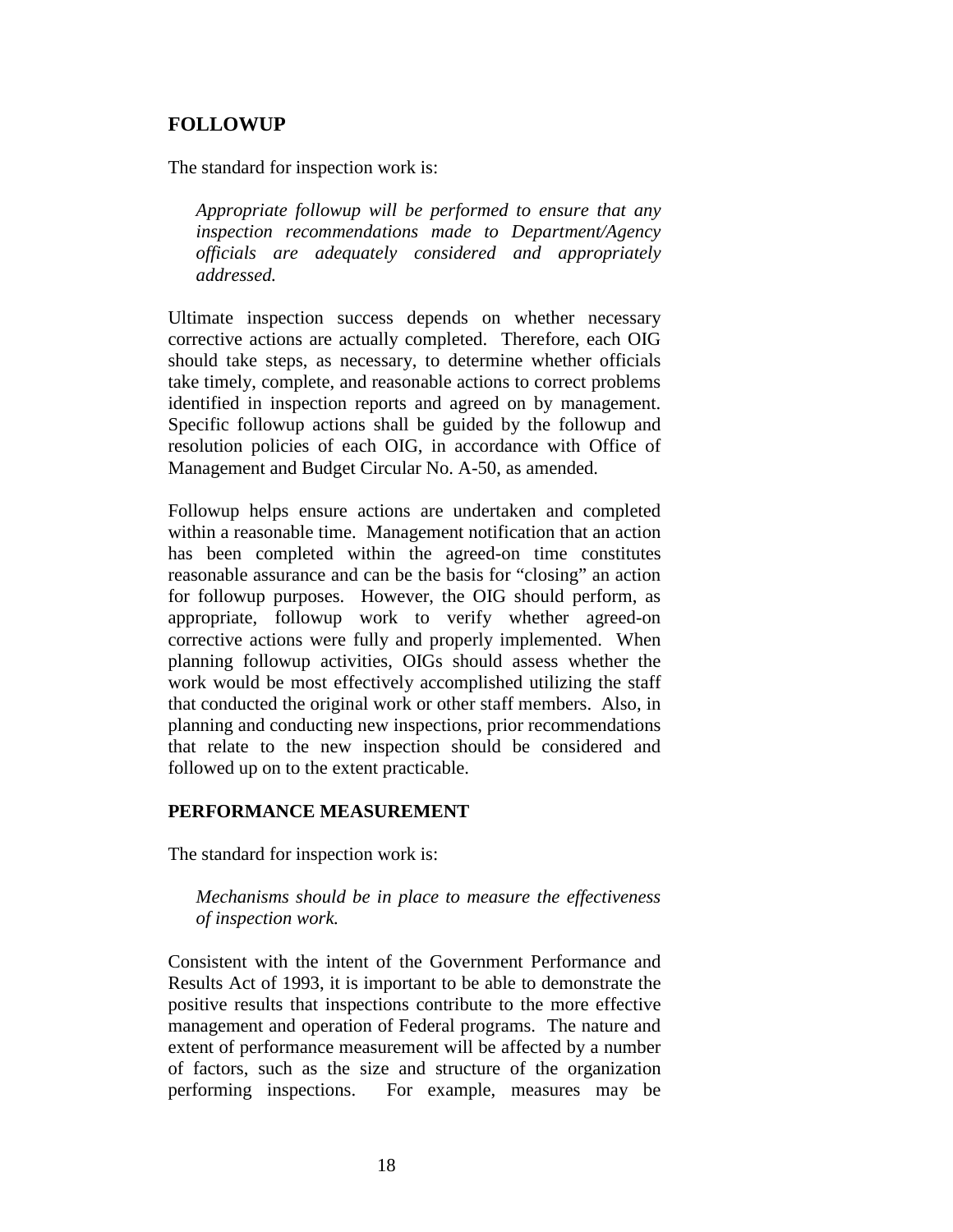## FOLLOWUP

The standard for inspection work is:

> *Appropriate followup will be performed to ensure that any inspection recommendations made to Department/Agency officials are adequately considered and appropriately addressed.*

Ultimate inspection success depends on whether necessary corrective actions are actually completed. Therefore, each OIG should take steps, as necessary, to determine whether officials take timely, complete, and reasonable actions to correct problems identified in inspection reports and agreed on by management. Specific followup actions shall be guided by the followup and resolution policies of each OIG, in accordance with Office of Management and Budget Circular No. A-50, as amended.

Followup helps ensure actions are undertaken and completed within a reasonable time. Management notification that an action has been completed within the agreed-on time constitutes reasonable assurance and can be the basis for "closing" an action for followup purposes. However, the OIG should perform, as appropriate, followup work to verify whether agreed-on corrective actions were fully and properly implemented. When planning followup activities, OIGs should assess whether the work would be most effectively accomplished utilizing the staff that conducted the original work or other staff members. Also, in planning and conducting new inspections, prior recommendations that relate to the new inspection should be considered and followed up on to the extent practicable.

## PERFORMANCE MEASUREMENT

The standard for inspection work is:

> *Mechanisms should be in place to measure the effectiveness of inspection work.*

Consistent with the intent of the Government Performance and Results Act of 1993, it is important to be able to demonstrate the positive results that inspections contribute to the more effective management and operation of Federal programs. The nature and extent of performance measurement will be affected by a number of factors, such as the size and structure of the organization performing inspections. For example, measures may be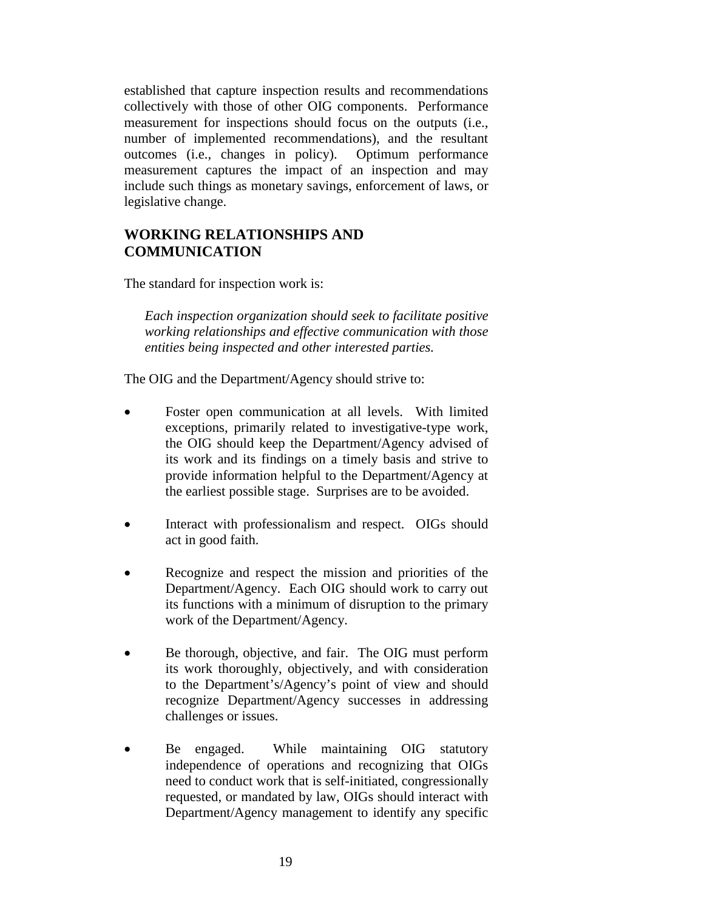established that capture inspection results and recommendations collectively with those of other OIG components. Performance measurement for inspections should focus on the outputs (i.e., number of implemented recommendations), and the resultant outcomes (i.e., changes in policy). Optimum performance measurement captures the impact of an inspection and may include such things as monetary savings, enforcement of laws, or legislative change.

## WORKING RELATIONSHIPS AND COMMUNICATION

The standard for inspection work is:

> *Each inspection organization should seek to facilitate positive working relationships and effective communication with those entities being inspected and other interested parties.*

The OIG and the Department/Agency should strive to:

- Foster open communication at all levels. With limited exceptions, primarily related to investigative-type work, the OIG should keep the Department/Agency advised of its work and its findings on a timely basis and strive to provide information helpful to the Department/Agency at the earliest possible stage. Surprises are to be avoided.
- Interact with professionalism and respect. OIGs should act in good faith.
- Recognize and respect the mission and priorities of the Department/Agency. Each OIG should work to carry out its functions with a minimum of disruption to the primary work of the Department/Agency.
- Be thorough, objective, and fair. The OIG must perform its work thoroughly, objectively, and with consideration to the Department's/Agency's point of view and should recognize Department/Agency successes in addressing challenges or issues.
- Be engaged. While maintaining OIG statutory independence of operations and recognizing that OIGs need to conduct work that is self-initiated, congressionally requested, or mandated by law, OIGs should interact with Department/Agency management to identify any specific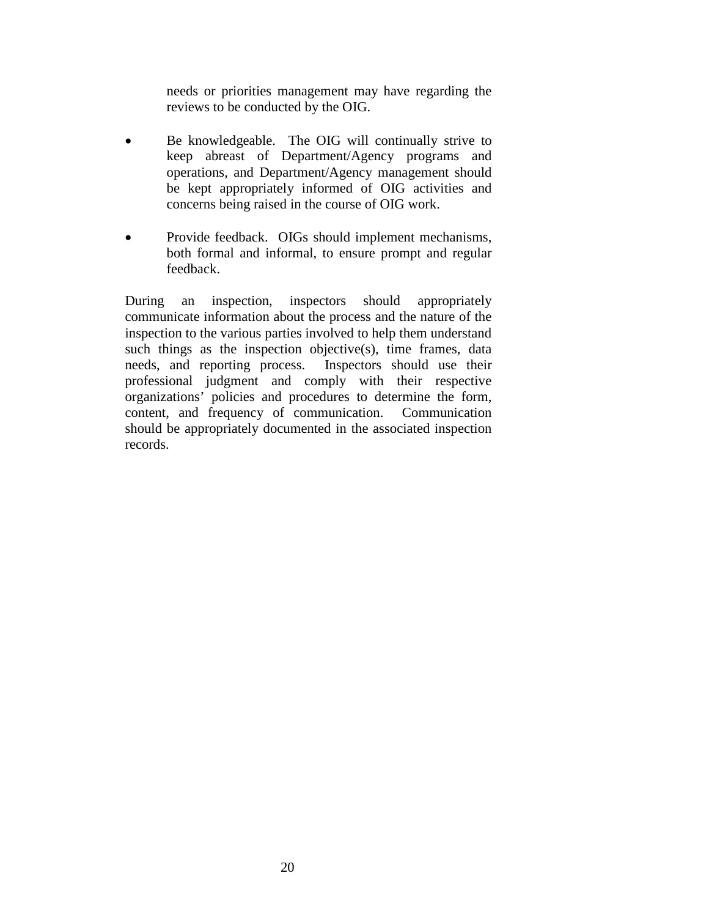needs or priorities management may have regarding the reviews to be conducted by the OIG.

- Be knowledgeable. The OIG will continually strive to keep abreast of Department/Agency programs and operations, and Department/Agency management should be kept appropriately informed of OIG activities and concerns being raised in the course of OIG work.

- Provide feedback. OIGs should implement mechanisms, both formal and informal, to ensure prompt and regular feedback.

During an inspection, inspectors should appropriately communicate information about the process and the nature of the inspection to the various parties involved to help them understand such things as the inspection objective(s), time frames, data needs, and reporting process. Inspectors should use their professional judgment and comply with their respective organizations' policies and procedures to determine the form, content, and frequency of communication. Communication should be appropriately documented in the associated inspection records.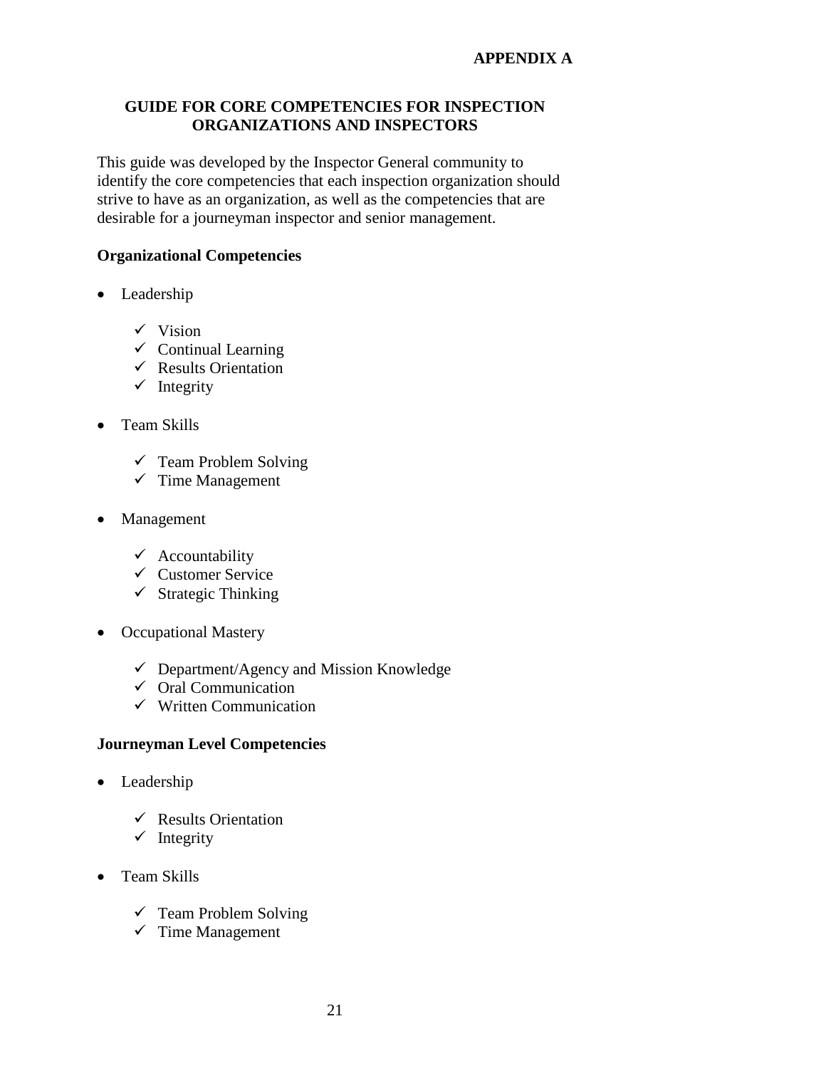**APPENDIX A**

## GUIDE FOR CORE COMPETENCIES FOR INSPECTION ORGANIZATIONS AND INSPECTORS

This guide was developed by the Inspector General community to identify the core competencies that each inspection organization should strive to have as an organization, as well as the competencies that are desirable for a journeyman inspector and senior management.

### Organizational Competencies

- Leadership
  - ✓ Vision
  - ✓ Continual Learning
  - ✓ Results Orientation
  - ✓ Integrity
- Team Skills
  - ✓ Team Problem Solving
  - ✓ Time Management
- Management
  - ✓ Accountability
  - ✓ Customer Service
  - ✓ Strategic Thinking
- Occupational Mastery
  - ✓ Department/Agency and Mission Knowledge
  - ✓ Oral Communication
  - ✓ Written Communication

### Journeyman Level Competencies

- Leadership
  - ✓ Results Orientation
  - ✓ Integrity
- Team Skills
  - ✓ Team Problem Solving
  - ✓ Time Management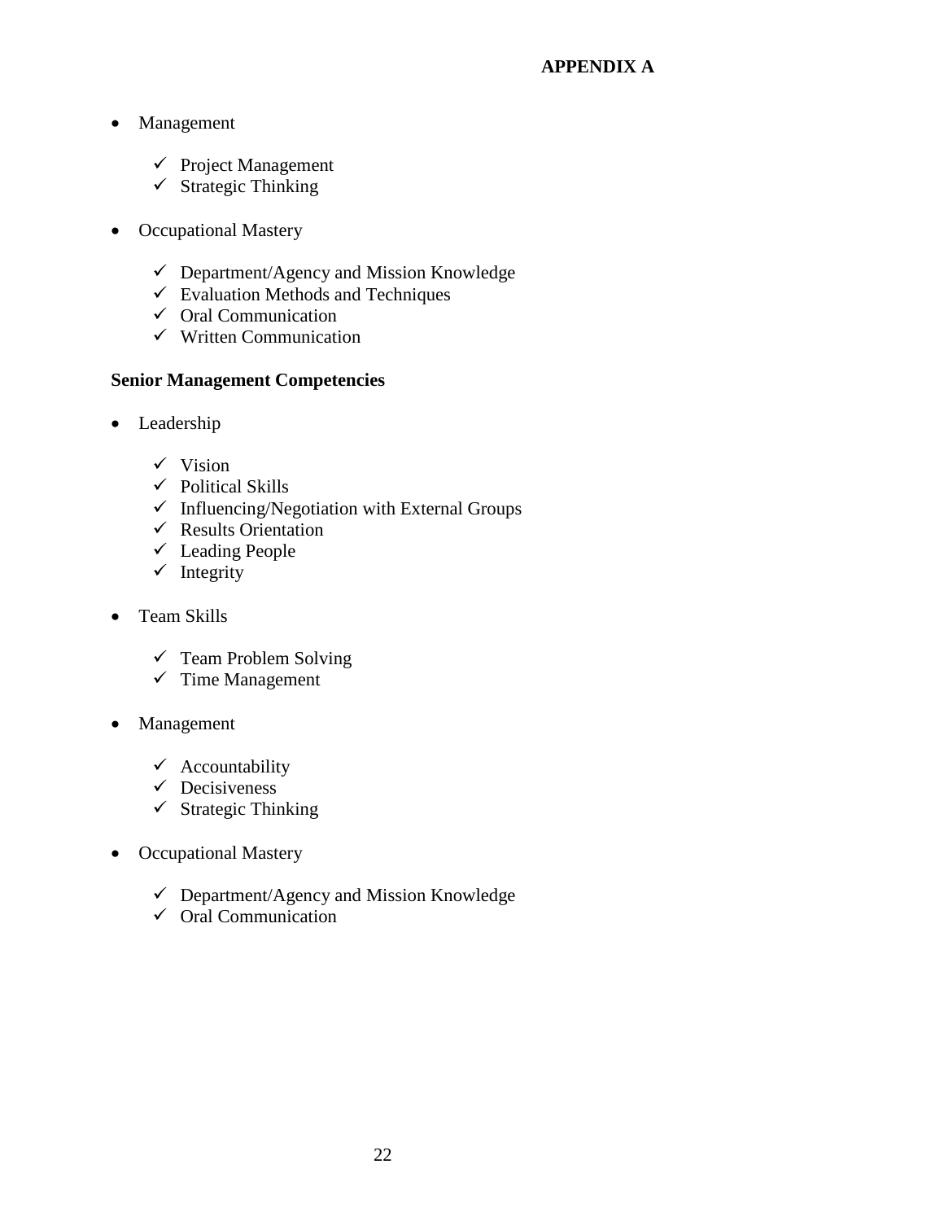**APPENDIX A**

- Management
    - ✓ Project Management
    - ✓ Strategic Thinking

- Occupational Mastery
    - ✓ Department/Agency and Mission Knowledge
    - ✓ Evaluation Methods and Techniques
    - ✓ Oral Communication
    - ✓ Written Communication

**Senior Management Competencies**

- Leadership
    - ✓ Vision
    - ✓ Political Skills
    - ✓ Influencing/Negotiation with External Groups
    - ✓ Results Orientation
    - ✓ Leading People
    - ✓ Integrity

- Team Skills
    - ✓ Team Problem Solving
    - ✓ Time Management

- Management
    - ✓ Accountability
    - ✓ Decisiveness
    - ✓ Strategic Thinking

- Occupational Mastery
    - ✓ Department/Agency and Mission Knowledge
    - ✓ Oral Communication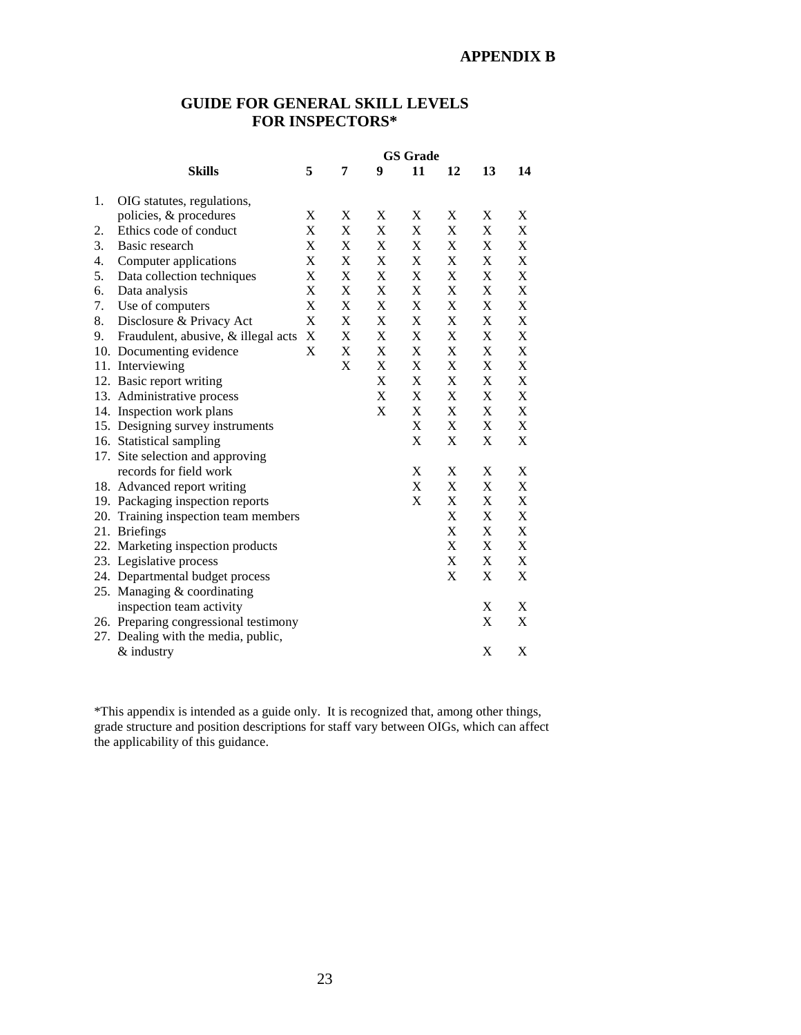**APPENDIX B**

## GUIDE FOR GENERAL SKILL LEVELS FOR INSPECTORS*

| | Skills | GS Grade 5 | 7 | 9 | 11 | 12 | 13 | 14 |
|---|---|---|---|---|---|---|---|---|
| 1. | OIG statutes, regulations, policies, & procedures | X | X | X | X | X | X | X |
| 2. | Ethics code of conduct | X | X | X | X | X | X | X |
| 3. | Basic research | X | X | X | X | X | X | X |
| 4. | Computer applications | X | X | X | X | X | X | X |
| 5. | Data collection techniques | X | X | X | X | X | X | X |
| 6. | Data analysis | X | X | X | X | X | X | X |
| 7. | Use of computers | X | X | X | X | X | X | X |
| 8. | Disclosure & Privacy Act | X | X | X | X | X | X | X |
| 9. | Fraudulent, abusive, & illegal acts | X | X | X | X | X | X | X |
| 10. | Documenting evidence | X | X | X | X | X | X | X |
| 11. | Interviewing | | X | X | X | X | X | X |
| 12. | Basic report writing | | | X | X | X | X | X |
| 13. | Administrative process | | | X | X | X | X | X |
| 14. | Inspection work plans | | | X | X | X | X | X |
| 15. | Designing survey instruments | | | | X | X | X | X |
| 16. | Statistical sampling | | | | X | X | X | X |
| 17. | Site selection and approving records for field work | | | | X | X | X | X |
| 18. | Advanced report writing | | | | X | X | X | X |
| 19. | Packaging inspection reports | | | | X | X | X | X |
| 20. | Training inspection team members | | | | | X | X | X |
| 21. | Briefings | | | | | X | X | X |
| 22. | Marketing inspection products | | | | | X | X | X |
| 23. | Legislative process | | | | | X | X | X |
| 24. | Departmental budget process | | | | | X | X | X |
| 25. | Managing & coordinating inspection team activity | | | | | | X | X |
| 26. | Preparing congressional testimony | | | | | | X | X |
| 27. | Dealing with the media, public, & industry | | | | | | X | X |

*This appendix is intended as a guide only. It is recognized that, among other things, grade structure and position descriptions for staff vary between OIGs, which can affect the applicability of this guidance.